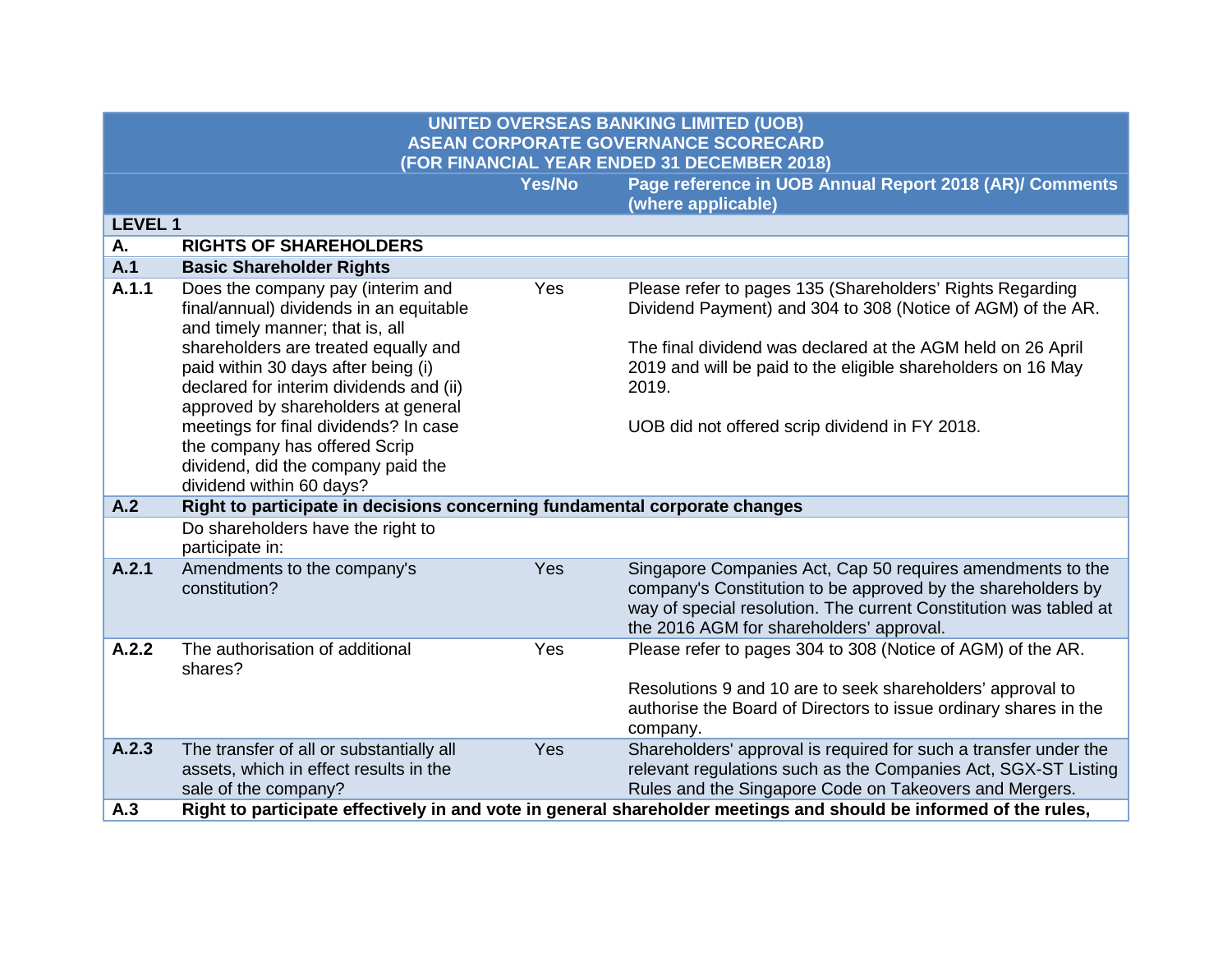| UNITED OVERSEAS BANKING LIMITED (UOB) ASEAN CORPORATE GOVERNANCE SCORECARD (FOR FINANCIAL YEAR ENDED 31 DECEMBER 2018) | | | |
|---|---|---|---|
| | | **Yes/No** | **Page reference in UOB Annual Report 2018 (AR)/ Comments (where applicable)** |
| **LEVEL 1** | | | |
| **A.** | **RIGHTS OF SHAREHOLDERS** | | |
| **A.1** | **Basic Shareholder Rights** | | |
| **A.1.1** | Does the company pay (interim and final/annual) dividends in an equitable and timely manner; that is, all shareholders are treated equally and paid within 30 days after being (i) declared for interim dividends and (ii) approved by shareholders at general meetings for final dividends? In case the company has offered Scrip dividend, did the company paid the dividend within 60 days? | Yes | Please refer to pages 135 (Shareholders' Rights Regarding Dividend Payment) and 304 to 308 (Notice of AGM) of the AR.<br><br>The final dividend was declared at the AGM held on 26 April 2019 and will be paid to the eligible shareholders on 16 May 2019.<br><br>UOB did not offered scrip dividend in FY 2018. |
| **A.2** | **Right to participate in decisions concerning fundamental corporate changes** | | |
| | Do shareholders have the right to participate in: | | |
| **A.2.1** | Amendments to the company's constitution? | Yes | Singapore Companies Act, Cap 50 requires amendments to the company's Constitution to be approved by the shareholders by way of special resolution. The current Constitution was tabled at the 2016 AGM for shareholders' approval. |
| **A.2.2** | The authorisation of additional shares? | Yes | Please refer to pages 304 to 308 (Notice of AGM) of the AR.<br><br>Resolutions 9 and 10 are to seek shareholders' approval to authorise the Board of Directors to issue ordinary shares in the company. |
| **A.2.3** | The transfer of all or substantially all assets, which in effect results in the sale of the company? | Yes | Shareholders' approval is required for such a transfer under the relevant regulations such as the Companies Act, SGX-ST Listing Rules and the Singapore Code on Takeovers and Mergers. |
| **A.3** | **Right to participate effectively in and vote in general shareholder meetings and should be informed of the rules,** | | |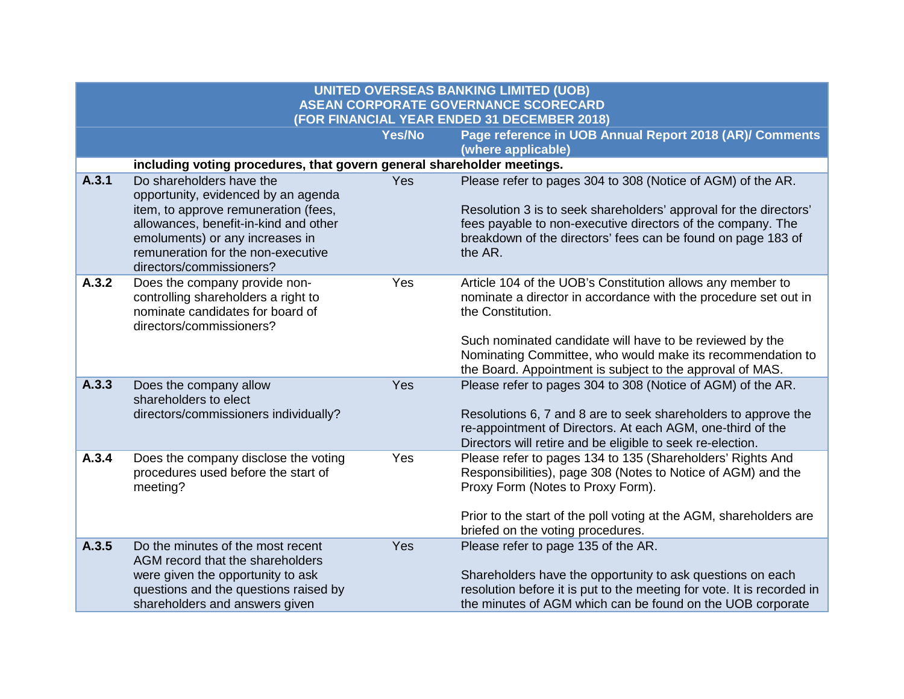| UNITED OVERSEAS BANKING LIMITED (UOB) ASEAN CORPORATE GOVERNANCE SCORECARD (FOR FINANCIAL YEAR ENDED 31 DECEMBER 2018) | | | |
|---|---|---|---|
| | | Yes/No | Page reference in UOB Annual Report 2018 (AR)/ Comments (where applicable) |
| | including voting procedures, that govern general shareholder meetings. | | |
| A.3.1 | Do shareholders have the opportunity, evidenced by an agenda item, to approve remuneration (fees, allowances, benefit-in-kind and other emoluments) or any increases in remuneration for the non-executive directors/commissioners? | Yes | Please refer to pages 304 to 308 (Notice of AGM) of the AR.<br><br>Resolution 3 is to seek shareholders' approval for the directors' fees payable to non-executive directors of the company. The breakdown of the directors' fees can be found on page 183 of the AR. |
| A.3.2 | Does the company provide non-controlling shareholders a right to nominate candidates for board of directors/commissioners? | Yes | Article 104 of the UOB's Constitution allows any member to nominate a director in accordance with the procedure set out in the Constitution.<br><br>Such nominated candidate will have to be reviewed by the Nominating Committee, who would make its recommendation to the Board. Appointment is subject to the approval of MAS. |
| A.3.3 | Does the company allow shareholders to elect directors/commissioners individually? | Yes | Please refer to pages 304 to 308 (Notice of AGM) of the AR.<br><br>Resolutions 6, 7 and 8 are to seek shareholders to approve the re-appointment of Directors. At each AGM, one-third of the Directors will retire and be eligible to seek re-election. |
| A.3.4 | Does the company disclose the voting procedures used before the start of meeting? | Yes | Please refer to pages 134 to 135 (Shareholders' Rights And Responsibilities), page 308 (Notes to Notice of AGM) and the Proxy Form (Notes to Proxy Form).<br><br>Prior to the start of the poll voting at the AGM, shareholders are briefed on the voting procedures. |
| A.3.5 | Do the minutes of the most recent AGM record that the shareholders were given the opportunity to ask questions and the questions raised by shareholders and answers given | Yes | Please refer to page 135 of the AR.<br><br>Shareholders have the opportunity to ask questions on each resolution before it is put to the meeting for vote. It is recorded in the minutes of AGM which can be found on the UOB corporate |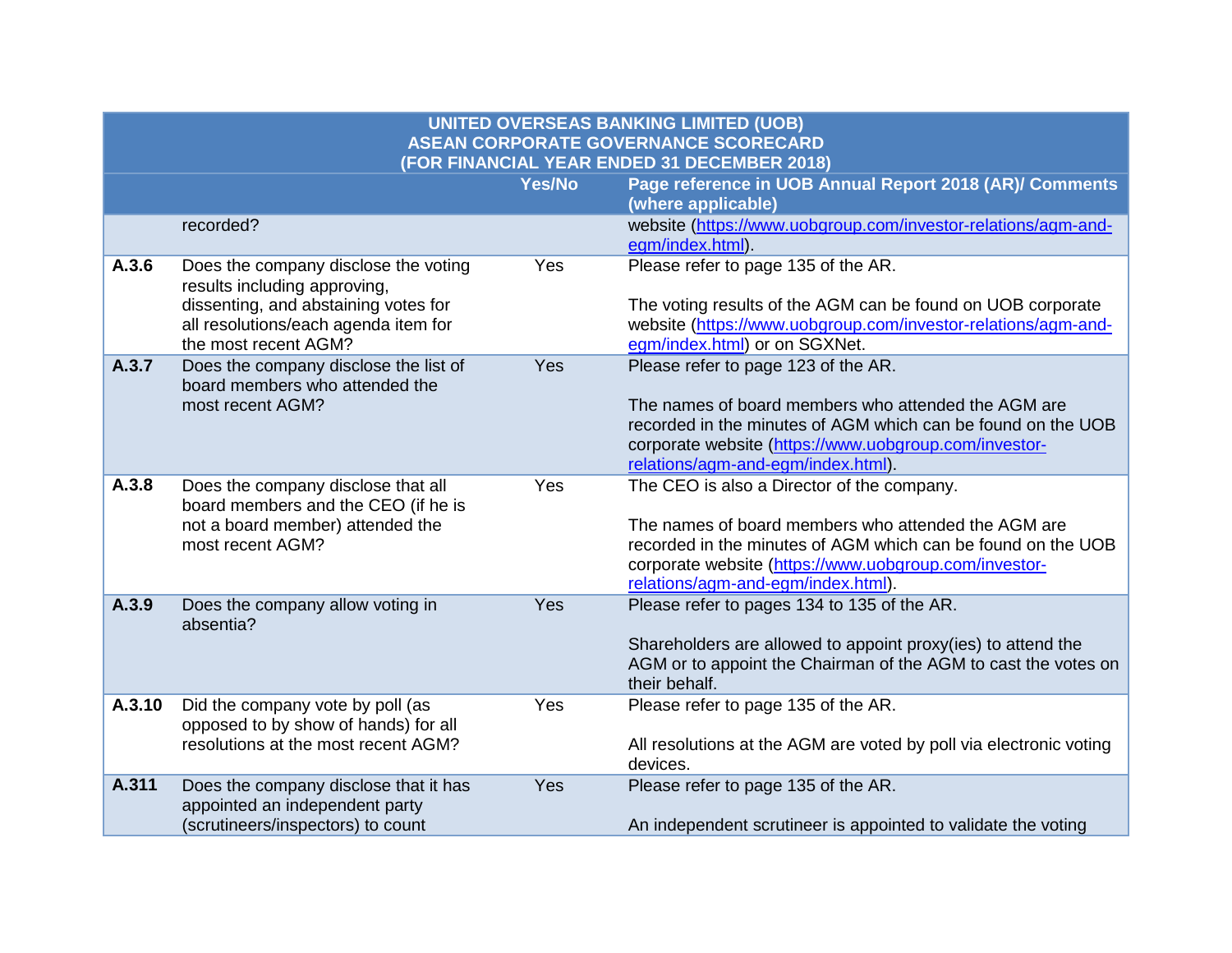| UNITED OVERSEAS BANKING LIMITED (UOB) ASEAN CORPORATE GOVERNANCE SCORECARD (FOR FINANCIAL YEAR ENDED 31 DECEMBER 2018) | | | |
|---|---|---|---|
| | | Yes/No | Page reference in UOB Annual Report 2018 (AR)/ Comments (where applicable) |
| | recorded? | | website (https://www.uobgroup.com/investor-relations/agm-and-egm/index.html). |
| A.3.6 | Does the company disclose the voting results including approving, dissenting, and abstaining votes for all resolutions/each agenda item for the most recent AGM? | Yes | Please refer to page 135 of the AR.<br><br>The voting results of the AGM can be found on UOB corporate website (https://www.uobgroup.com/investor-relations/agm-and-egm/index.html) or on SGXNet. |
| A.3.7 | Does the company disclose the list of board members who attended the most recent AGM? | Yes | Please refer to page 123 of the AR.<br><br>The names of board members who attended the AGM are recorded in the minutes of AGM which can be found on the UOB corporate website (https://www.uobgroup.com/investor-relations/agm-and-egm/index.html). |
| A.3.8 | Does the company disclose that all board members and the CEO (if he is not a board member) attended the most recent AGM? | Yes | The CEO is also a Director of the company.<br><br>The names of board members who attended the AGM are recorded in the minutes of AGM which can be found on the UOB corporate website (https://www.uobgroup.com/investor-relations/agm-and-egm/index.html). |
| A.3.9 | Does the company allow voting in absentia? | Yes | Please refer to pages 134 to 135 of the AR.<br><br>Shareholders are allowed to appoint proxy(ies) to attend the AGM or to appoint the Chairman of the AGM to cast the votes on their behalf. |
| A.3.10 | Did the company vote by poll (as opposed to by show of hands) for all resolutions at the most recent AGM? | Yes | Please refer to page 135 of the AR.<br><br>All resolutions at the AGM are voted by poll via electronic voting devices. |
| A.311 | Does the company disclose that it has appointed an independent party (scrutineers/inspectors) to count | Yes | Please refer to page 135 of the AR.<br><br>An independent scrutineer is appointed to validate the voting |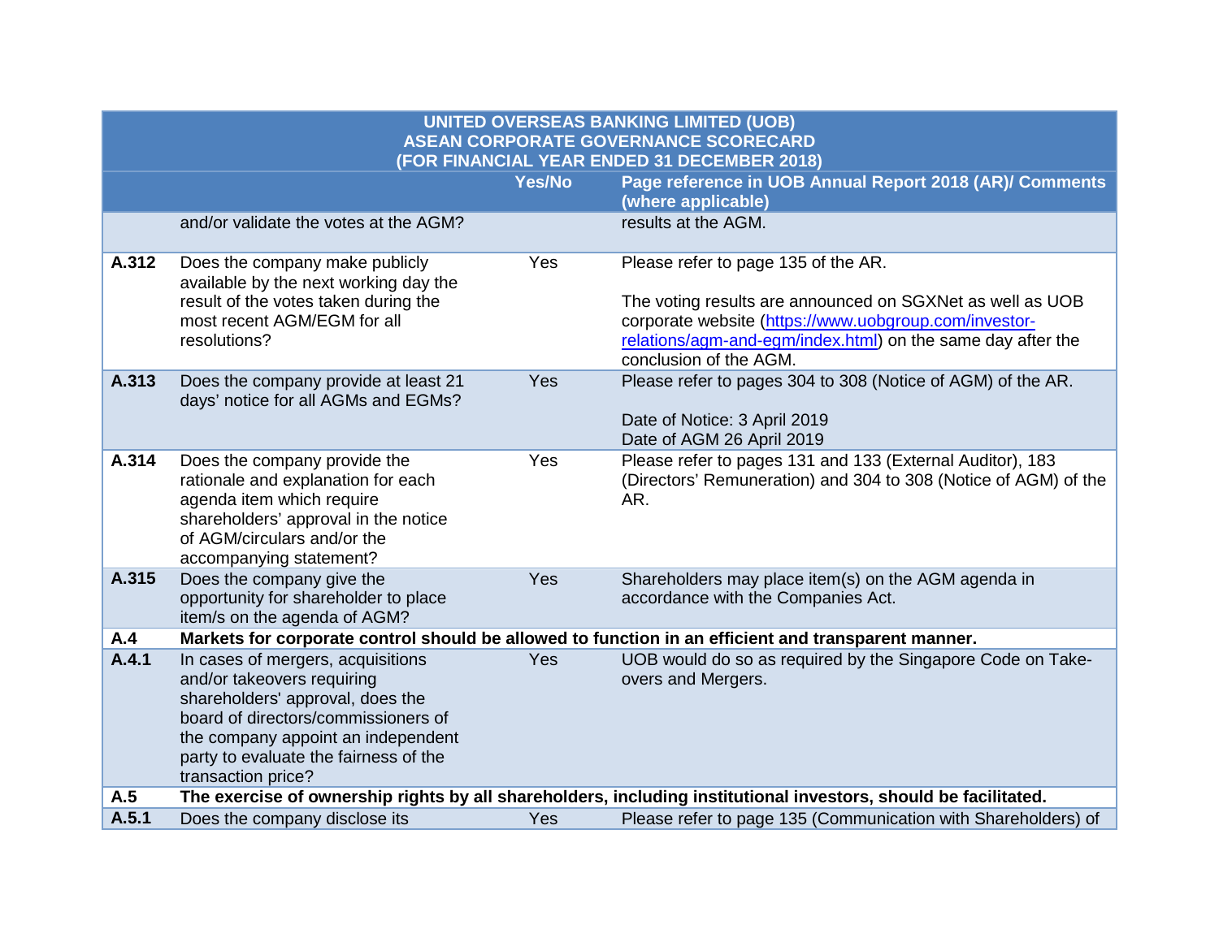| UNITED OVERSEAS BANKING LIMITED (UOB) ASEAN CORPORATE GOVERNANCE SCORECARD (FOR FINANCIAL YEAR ENDED 31 DECEMBER 2018) | | | |
|---|---|---|---|
| | | **Yes/No** | **Page reference in UOB Annual Report 2018 (AR)/ Comments (where applicable)** |
| | and/or validate the votes at the AGM? | | results at the AGM. |
| **A.312** | Does the company make publicly available by the next working day the result of the votes taken during the most recent AGM/EGM for all resolutions? | Yes | Please refer to page 135 of the AR.<br><br>The voting results are announced on SGXNet as well as UOB corporate website (https://www.uobgroup.com/investor-relations/agm-and-egm/index.html) on the same day after the conclusion of the AGM. |
| **A.313** | Does the company provide at least 21 days' notice for all AGMs and EGMs? | Yes | Please refer to pages 304 to 308 (Notice of AGM) of the AR.<br><br>Date of Notice: 3 April 2019<br>Date of AGM 26 April 2019 |
| **A.314** | Does the company provide the rationale and explanation for each agenda item which require shareholders' approval in the notice of AGM/circulars and/or the accompanying statement? | Yes | Please refer to pages 131 and 133 (External Auditor), 183 (Directors' Remuneration) and 304 to 308 (Notice of AGM) of the AR. |
| **A.315** | Does the company give the opportunity for shareholder to place item/s on the agenda of AGM? | Yes | Shareholders may place item(s) on the AGM agenda in accordance with the Companies Act. |
| **A.4** | **Markets for corporate control should be allowed to function in an efficient and transparent manner.** | | |
| **A.4.1** | In cases of mergers, acquisitions and/or takeovers requiring shareholders' approval, does the board of directors/commissioners of the company appoint an independent party to evaluate the fairness of the transaction price? | Yes | UOB would do so as required by the Singapore Code on Take-overs and Mergers. |
| **A.5** | **The exercise of ownership rights by all shareholders, including institutional investors, should be facilitated.** | | |
| **A.5.1** | Does the company disclose its | Yes | Please refer to page 135 (Communication with Shareholders) of |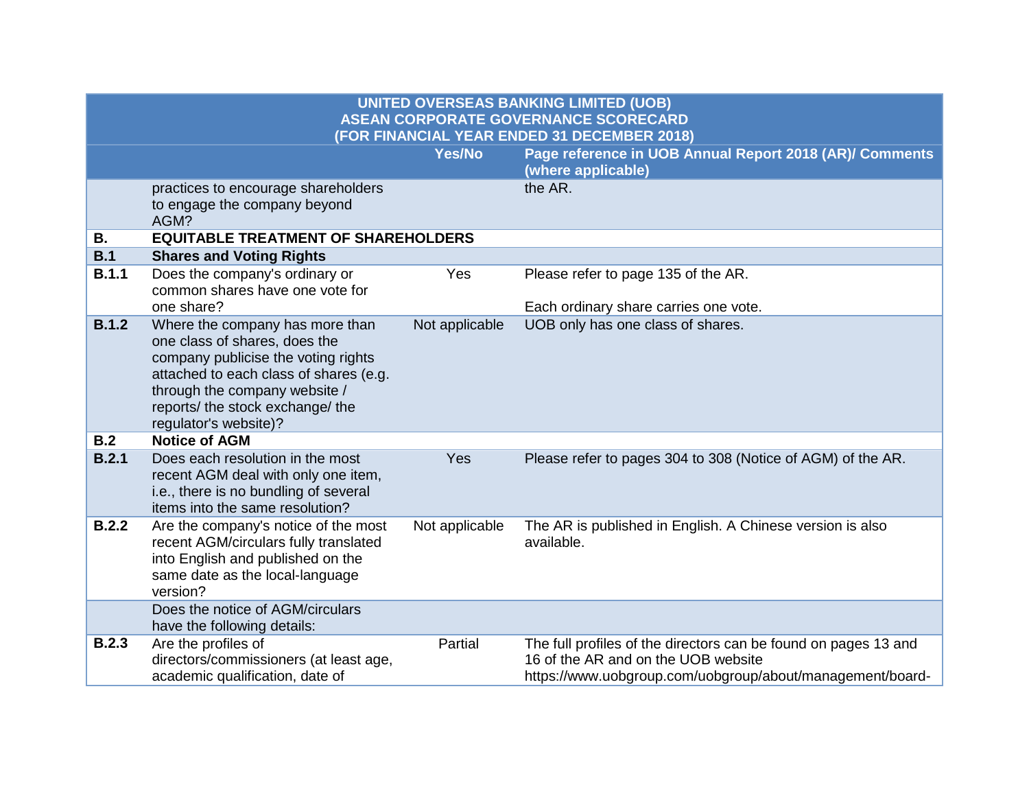| UNITED OVERSEAS BANKING LIMITED (UOB) ASEAN CORPORATE GOVERNANCE SCORECARD (FOR FINANCIAL YEAR ENDED 31 DECEMBER 2018) | | | |
|---|---|---|---|
| | | **Yes/No** | **Page reference in UOB Annual Report 2018 (AR)/ Comments (where applicable)** |
| | practices to encourage shareholders to engage the company beyond AGM? | | the AR. |
| **B.** | **EQUITABLE TREATMENT OF SHAREHOLDERS** | | |
| **B.1** | **Shares and Voting Rights** | | |
| **B.1.1** | Does the company's ordinary or common shares have one vote for one share? | Yes | Please refer to page 135 of the AR.<br><br>Each ordinary share carries one vote. |
| **B.1.2** | Where the company has more than one class of shares, does the company publicise the voting rights attached to each class of shares (e.g. through the company website / reports/ the stock exchange/ the regulator's website)? | Not applicable | UOB only has one class of shares. |
| **B.2** | **Notice of AGM** | | |
| **B.2.1** | Does each resolution in the most recent AGM deal with only one item, i.e., there is no bundling of several items into the same resolution? | Yes | Please refer to pages 304 to 308 (Notice of AGM) of the AR. |
| **B.2.2** | Are the company's notice of the most recent AGM/circulars fully translated into English and published on the same date as the local-language version? | Not applicable | The AR is published in English. A Chinese version is also available. |
| | Does the notice of AGM/circulars have the following details: | | |
| **B.2.3** | Are the profiles of directors/commissioners (at least age, academic qualification, date of | Partial | The full profiles of the directors can be found on pages 13 and 16 of the AR and on the UOB website https://www.uobgroup.com/uobgroup/about/management/board- |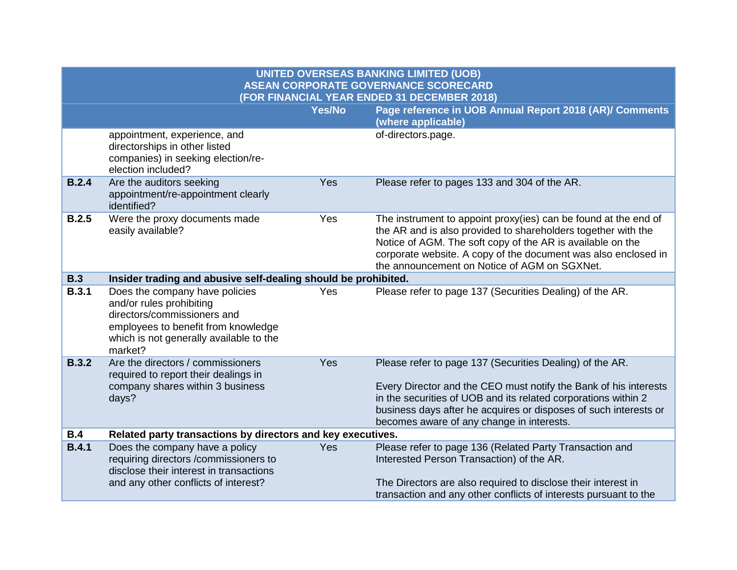| UNITED OVERSEAS BANKING LIMITED (UOB) ASEAN CORPORATE GOVERNANCE SCORECARD (FOR FINANCIAL YEAR ENDED 31 DECEMBER 2018) | | | |
|---|---|---|---|
| | | **Yes/No** | **Page reference in UOB Annual Report 2018 (AR)/ Comments (where applicable)** |
| | appointment, experience, and directorships in other listed companies) in seeking election/re-election included? | | of-directors.page. |
| **B.2.4** | Are the auditors seeking appointment/re-appointment clearly identified? | Yes | Please refer to pages 133 and 304 of the AR. |
| **B.2.5** | Were the proxy documents made easily available? | Yes | The instrument to appoint proxy(ies) can be found at the end of the AR and is also provided to shareholders together with the Notice of AGM. The soft copy of the AR is available on the corporate website. A copy of the document was also enclosed in the announcement on Notice of AGM on SGXNet. |
| **B.3** | **Insider trading and abusive self-dealing should be prohibited.** | | |
| **B.3.1** | Does the company have policies and/or rules prohibiting directors/commissioners and employees to benefit from knowledge which is not generally available to the market? | Yes | Please refer to page 137 (Securities Dealing) of the AR. |
| **B.3.2** | Are the directors / commissioners required to report their dealings in company shares within 3 business days? | Yes | Please refer to page 137 (Securities Dealing) of the AR.<br><br>Every Director and the CEO must notify the Bank of his interests in the securities of UOB and its related corporations within 2 business days after he acquires or disposes of such interests or becomes aware of any change in interests. |
| **B.4** | **Related party transactions by directors and key executives.** | | |
| **B.4.1** | Does the company have a policy requiring directors /commissioners to disclose their interest in transactions and any other conflicts of interest? | Yes | Please refer to page 136 (Related Party Transaction and Interested Person Transaction) of the AR.<br><br>The Directors are also required to disclose their interest in transaction and any other conflicts of interests pursuant to the |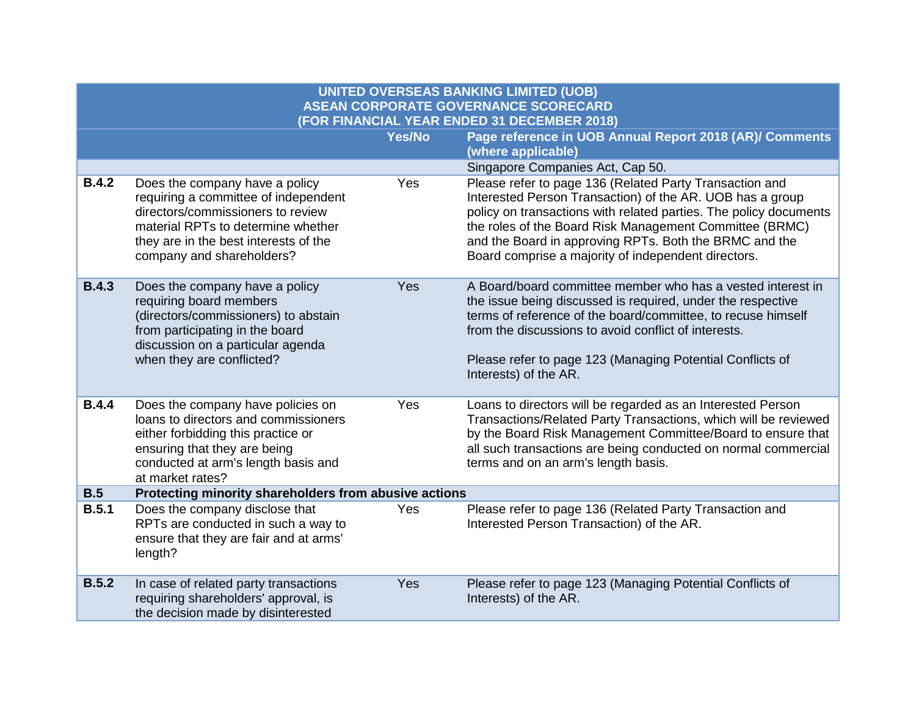| UNITED OVERSEAS BANKING LIMITED (UOB) ASEAN CORPORATE GOVERNANCE SCORECARD (FOR FINANCIAL YEAR ENDED 31 DECEMBER 2018) | | | |
|---|---|---|---|
| | | **Yes/No** | **Page reference in UOB Annual Report 2018 (AR)/ Comments (where applicable)** |
| | | | Singapore Companies Act, Cap 50. |
| **B.4.2** | Does the company have a policy requiring a committee of independent directors/commissioners to review material RPTs to determine whether they are in the best interests of the company and shareholders? | Yes | Please refer to page 136 (Related Party Transaction and Interested Person Transaction) of the AR. UOB has a group policy on transactions with related parties. The policy documents the roles of the Board Risk Management Committee (BRMC) and the Board in approving RPTs. Both the BRMC and the Board comprise a majority of independent directors. |
| **B.4.3** | Does the company have a policy requiring board members (directors/commissioners) to abstain from participating in the board discussion on a particular agenda when they are conflicted? | Yes | A Board/board committee member who has a vested interest in the issue being discussed is required, under the respective terms of reference of the board/committee, to recuse himself from the discussions to avoid conflict of interests.<br><br>Please refer to page 123 (Managing Potential Conflicts of Interests) of the AR. |
| **B.4.4** | Does the company have policies on loans to directors and commissioners either forbidding this practice or ensuring that they are being conducted at arm's length basis and at market rates? | Yes | Loans to directors will be regarded as an Interested Person Transactions/Related Party Transactions, which will be reviewed by the Board Risk Management Committee/Board to ensure that all such transactions are being conducted on normal commercial terms and on an arm's length basis. |
| **B.5** | **Protecting minority shareholders from abusive actions** | | |
| **B.5.1** | Does the company disclose that RPTs are conducted in such a way to ensure that they are fair and at arms' length? | Yes | Please refer to page 136 (Related Party Transaction and Interested Person Transaction) of the AR. |
| **B.5.2** | In case of related party transactions requiring shareholders' approval, is the decision made by disinterested | Yes | Please refer to page 123 (Managing Potential Conflicts of Interests) of the AR. |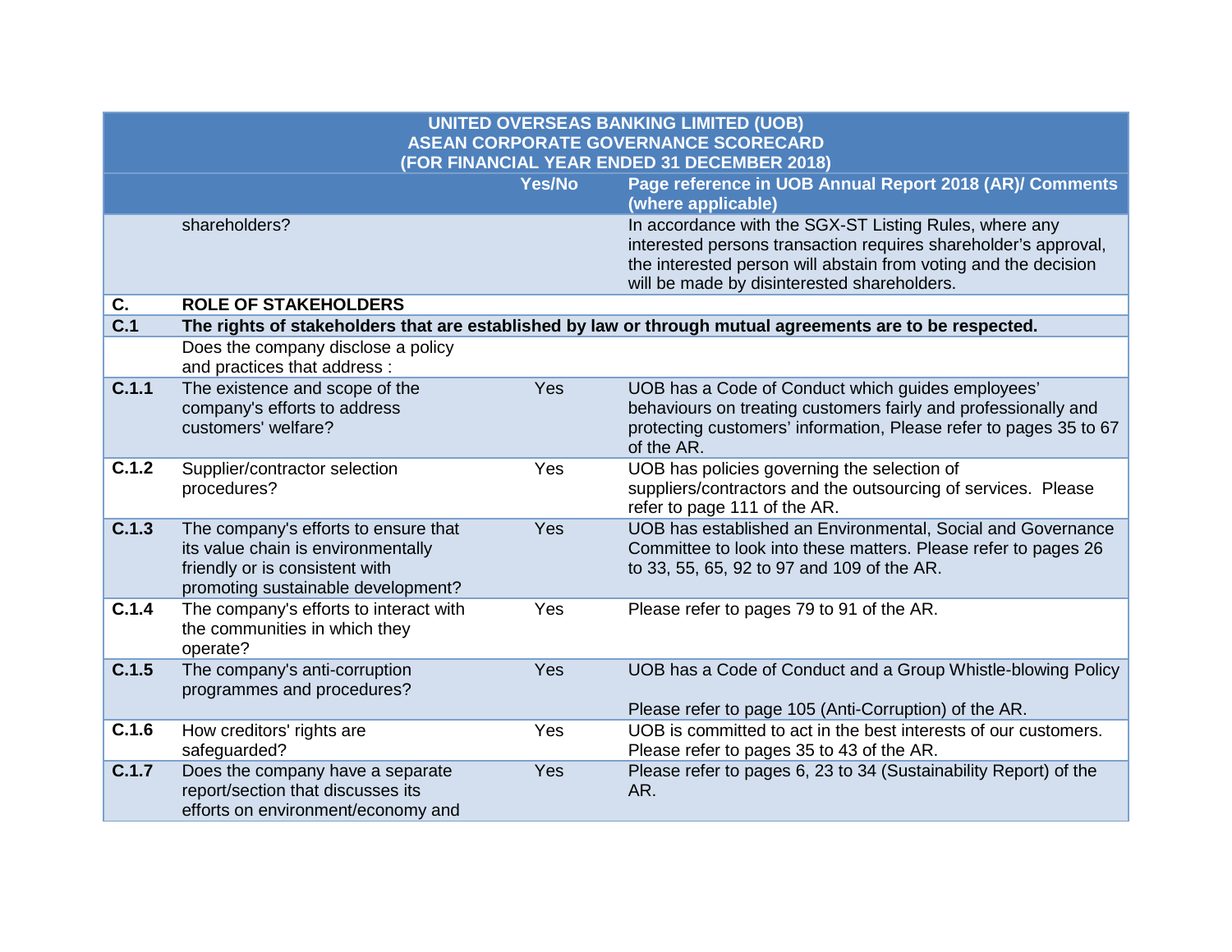| UNITED OVERSEAS BANKING LIMITED (UOB)<br>ASEAN CORPORATE GOVERNANCE SCORECARD<br>(FOR FINANCIAL YEAR ENDED 31 DECEMBER 2018) | | | |
|---|---|---|---|
| | | **Yes/No** | **Page reference in UOB Annual Report 2018 (AR)/ Comments (where applicable)** |
| | shareholders? | | In accordance with the SGX-ST Listing Rules, where any interested persons transaction requires shareholder's approval, the interested person will abstain from voting and the decision will be made by disinterested shareholders. |
| **C.** | **ROLE OF STAKEHOLDERS** | | |
| **C.1** | **The rights of stakeholders that are established by law or through mutual agreements are to be respected.** | | |
| | Does the company disclose a policy and practices that address : | | |
| **C.1.1** | The existence and scope of the company's efforts to address customers' welfare? | Yes | UOB has a Code of Conduct which guides employees' behaviours on treating customers fairly and professionally and protecting customers' information, Please refer to pages 35 to 67 of the AR. |
| **C.1.2** | Supplier/contractor selection procedures? | Yes | UOB has policies governing the selection of suppliers/contractors and the outsourcing of services. Please refer to page 111 of the AR. |
| **C.1.3** | The company's efforts to ensure that its value chain is environmentally friendly or is consistent with promoting sustainable development? | Yes | UOB has established an Environmental, Social and Governance Committee to look into these matters. Please refer to pages 26 to 33, 55, 65, 92 to 97 and 109 of the AR. |
| **C.1.4** | The company's efforts to interact with the communities in which they operate? | Yes | Please refer to pages 79 to 91 of the AR. |
| **C.1.5** | The company's anti-corruption programmes and procedures? | Yes | UOB has a Code of Conduct and a Group Whistle-blowing Policy<br><br>Please refer to page 105 (Anti-Corruption) of the AR. |
| **C.1.6** | How creditors' rights are safeguarded? | Yes | UOB is committed to act in the best interests of our customers. Please refer to pages 35 to 43 of the AR. |
| **C.1.7** | Does the company have a separate report/section that discusses its efforts on environment/economy and | Yes | Please refer to pages 6, 23 to 34 (Sustainability Report) of the AR. |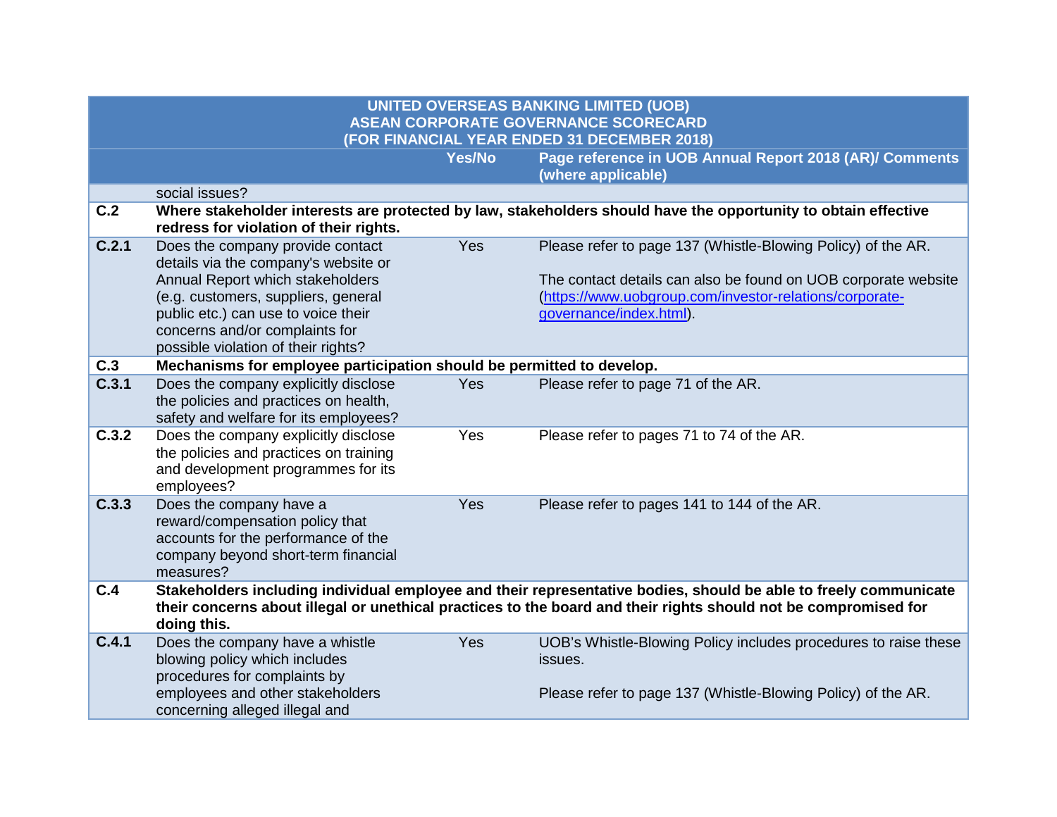| UNITED OVERSEAS BANKING LIMITED (UOB) ASEAN CORPORATE GOVERNANCE SCORECARD (FOR FINANCIAL YEAR ENDED 31 DECEMBER 2018) | | | |
|---|---|---|---|
| | | **Yes/No** | **Page reference in UOB Annual Report 2018 (AR)/ Comments (where applicable)** |
| | social issues? | | |
| **C.2** | **Where stakeholder interests are protected by law, stakeholders should have the opportunity to obtain effective redress for violation of their rights.** | | |
| **C.2.1** | Does the company provide contact details via the company's website or Annual Report which stakeholders (e.g. customers, suppliers, general public etc.) can use to voice their concerns and/or complaints for possible violation of their rights? | Yes | Please refer to page 137 (Whistle-Blowing Policy) of the AR.<br><br>The contact details can also be found on UOB corporate website (https://www.uobgroup.com/investor-relations/corporate-governance/index.html). |
| **C.3** | **Mechanisms for employee participation should be permitted to develop.** | | |
| **C.3.1** | Does the company explicitly disclose the policies and practices on health, safety and welfare for its employees? | Yes | Please refer to page 71 of the AR. |
| **C.3.2** | Does the company explicitly disclose the policies and practices on training and development programmes for its employees? | Yes | Please refer to pages 71 to 74 of the AR. |
| **C.3.3** | Does the company have a reward/compensation policy that accounts for the performance of the company beyond short-term financial measures? | Yes | Please refer to pages 141 to 144 of the AR. |
| **C.4** | **Stakeholders including individual employee and their representative bodies, should be able to freely communicate their concerns about illegal or unethical practices to the board and their rights should not be compromised for doing this.** | | |
| **C.4.1** | Does the company have a whistle blowing policy which includes procedures for complaints by employees and other stakeholders concerning alleged illegal and | Yes | UOB's Whistle-Blowing Policy includes procedures to raise these issues.<br><br>Please refer to page 137 (Whistle-Blowing Policy) of the AR. |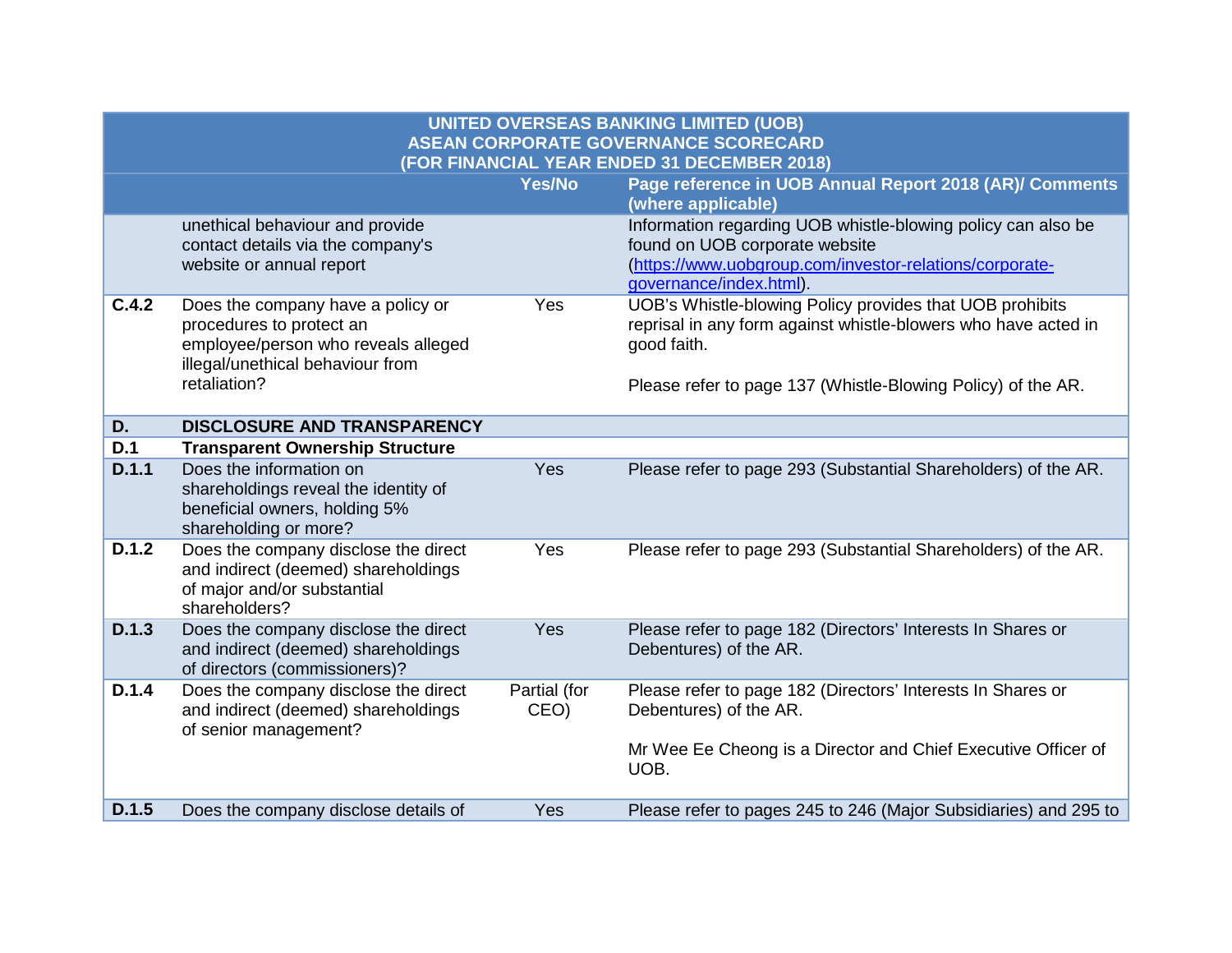| UNITED OVERSEAS BANKING LIMITED (UOB) ASEAN CORPORATE GOVERNANCE SCORECARD (FOR FINANCIAL YEAR ENDED 31 DECEMBER 2018) | | | |
|---|---|---|---|
| | | **Yes/No** | **Page reference in UOB Annual Report 2018 (AR)/ Comments (where applicable)** |
| | unethical behaviour and provide contact details via the company's website or annual report | | Information regarding UOB whistle-blowing policy can also be found on UOB corporate website ([https://www.uobgroup.com/investor-relations/corporate-governance/index.html](https://www.uobgroup.com/investor-relations/corporate-governance/index.html)). |
| **C.4.2** | Does the company have a policy or procedures to protect an employee/person who reveals alleged illegal/unethical behaviour from retaliation? | Yes | UOB's Whistle-blowing Policy provides that UOB prohibits reprisal in any form against whistle-blowers who have acted in good faith.<br><br>Please refer to page 137 (Whistle-Blowing Policy) of the AR. |
| **D.** | **DISCLOSURE AND TRANSPARENCY** | | |
| **D.1** | **Transparent Ownership Structure** | | |
| **D.1.1** | Does the information on shareholdings reveal the identity of beneficial owners, holding 5% shareholding or more? | Yes | Please refer to page 293 (Substantial Shareholders) of the AR. |
| **D.1.2** | Does the company disclose the direct and indirect (deemed) shareholdings of major and/or substantial shareholders? | Yes | Please refer to page 293 (Substantial Shareholders) of the AR. |
| **D.1.3** | Does the company disclose the direct and indirect (deemed) shareholdings of directors (commissioners)? | Yes | Please refer to page 182 (Directors' Interests In Shares or Debentures) of the AR. |
| **D.1.4** | Does the company disclose the direct and indirect (deemed) shareholdings of senior management? | Partial (for CEO) | Please refer to page 182 (Directors' Interests In Shares or Debentures) of the AR.<br><br>Mr Wee Ee Cheong is a Director and Chief Executive Officer of UOB. |
| **D.1.5** | Does the company disclose details of | Yes | Please refer to pages 245 to 246 (Major Subsidiaries) and 295 to |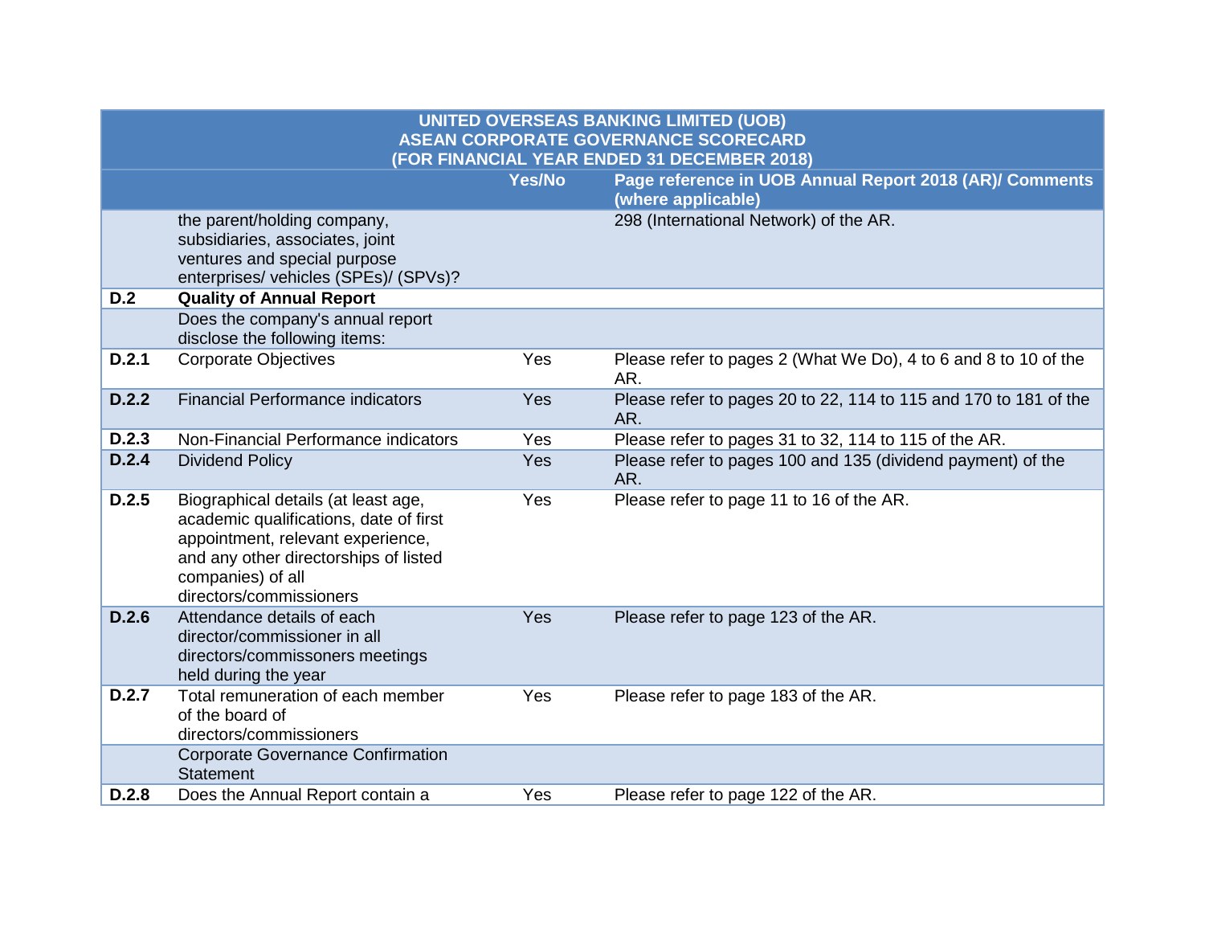| UNITED OVERSEAS BANKING LIMITED (UOB) ASEAN CORPORATE GOVERNANCE SCORECARD (FOR FINANCIAL YEAR ENDED 31 DECEMBER 2018) | | | |
|---|---|---|---|
| | | **Yes/No** | **Page reference in UOB Annual Report 2018 (AR)/ Comments (where applicable)** |
| | the parent/holding company, subsidiaries, associates, joint ventures and special purpose enterprises/ vehicles (SPEs)/ (SPVs)? | | 298 (International Network) of the AR. |
| **D.2** | **Quality of Annual Report** | | |
| | Does the company's annual report disclose the following items: | | |
| **D.2.1** | Corporate Objectives | Yes | Please refer to pages 2 (What We Do), 4 to 6 and 8 to 10 of the AR. |
| **D.2.2** | Financial Performance indicators | Yes | Please refer to pages 20 to 22, 114 to 115 and 170 to 181 of the AR. |
| **D.2.3** | Non-Financial Performance indicators | Yes | Please refer to pages 31 to 32, 114 to 115 of the AR. |
| **D.2.4** | Dividend Policy | Yes | Please refer to pages 100 and 135 (dividend payment) of the AR. |
| **D.2.5** | Biographical details (at least age, academic qualifications, date of first appointment, relevant experience, and any other directorships of listed companies) of all directors/commissioners | Yes | Please refer to page 11 to 16 of the AR. |
| **D.2.6** | Attendance details of each director/commissioner in all directors/commissoners meetings held during the year | Yes | Please refer to page 123 of the AR. |
| **D.2.7** | Total remuneration of each member of the board of directors/commissioners | Yes | Please refer to page 183 of the AR. |
| | Corporate Governance Confirmation Statement | | |
| **D.2.8** | Does the Annual Report contain a | Yes | Please refer to page 122 of the AR. |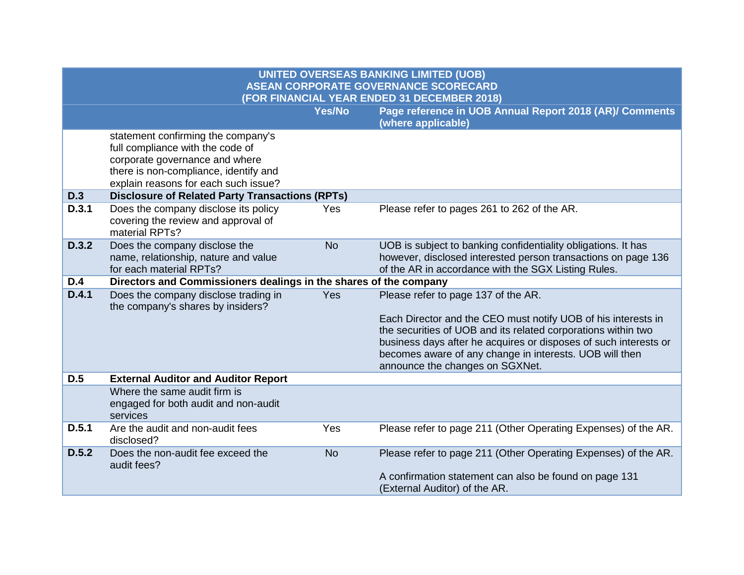| UNITED OVERSEAS BANKING LIMITED (UOB) ASEAN CORPORATE GOVERNANCE SCORECARD (FOR FINANCIAL YEAR ENDED 31 DECEMBER 2018) | | | |
|---|---|---|---|
| | | **Yes/No** | **Page reference in UOB Annual Report 2018 (AR)/ Comments (where applicable)** |
| | statement confirming the company's full compliance with the code of corporate governance and where there is non-compliance, identify and explain reasons for each such issue? | | |
| **D.3** | **Disclosure of Related Party Transactions (RPTs)** | | |
| **D.3.1** | Does the company disclose its policy covering the review and approval of material RPTs? | Yes | Please refer to pages 261 to 262 of the AR. |
| **D.3.2** | Does the company disclose the name, relationship, nature and value for each material RPTs? | No | UOB is subject to banking confidentiality obligations. It has however, disclosed interested person transactions on page 136 of the AR in accordance with the SGX Listing Rules. |
| **D.4** | **Directors and Commissioners dealings in the shares of the company** | | |
| **D.4.1** | Does the company disclose trading in the company's shares by insiders? | Yes | Please refer to page 137 of the AR.<br><br>Each Director and the CEO must notify UOB of his interests in the securities of UOB and its related corporations within two business days after he acquires or disposes of such interests or becomes aware of any change in interests. UOB will then announce the changes on SGXNet. |
| **D.5** | **External Auditor and Auditor Report** | | |
| | Where the same audit firm is engaged for both audit and non-audit services | | |
| **D.5.1** | Are the audit and non-audit fees disclosed? | Yes | Please refer to page 211 (Other Operating Expenses) of the AR. |
| **D.5.2** | Does the non-audit fee exceed the audit fees? | No | Please refer to page 211 (Other Operating Expenses) of the AR.<br><br>A confirmation statement can also be found on page 131 (External Auditor) of the AR. |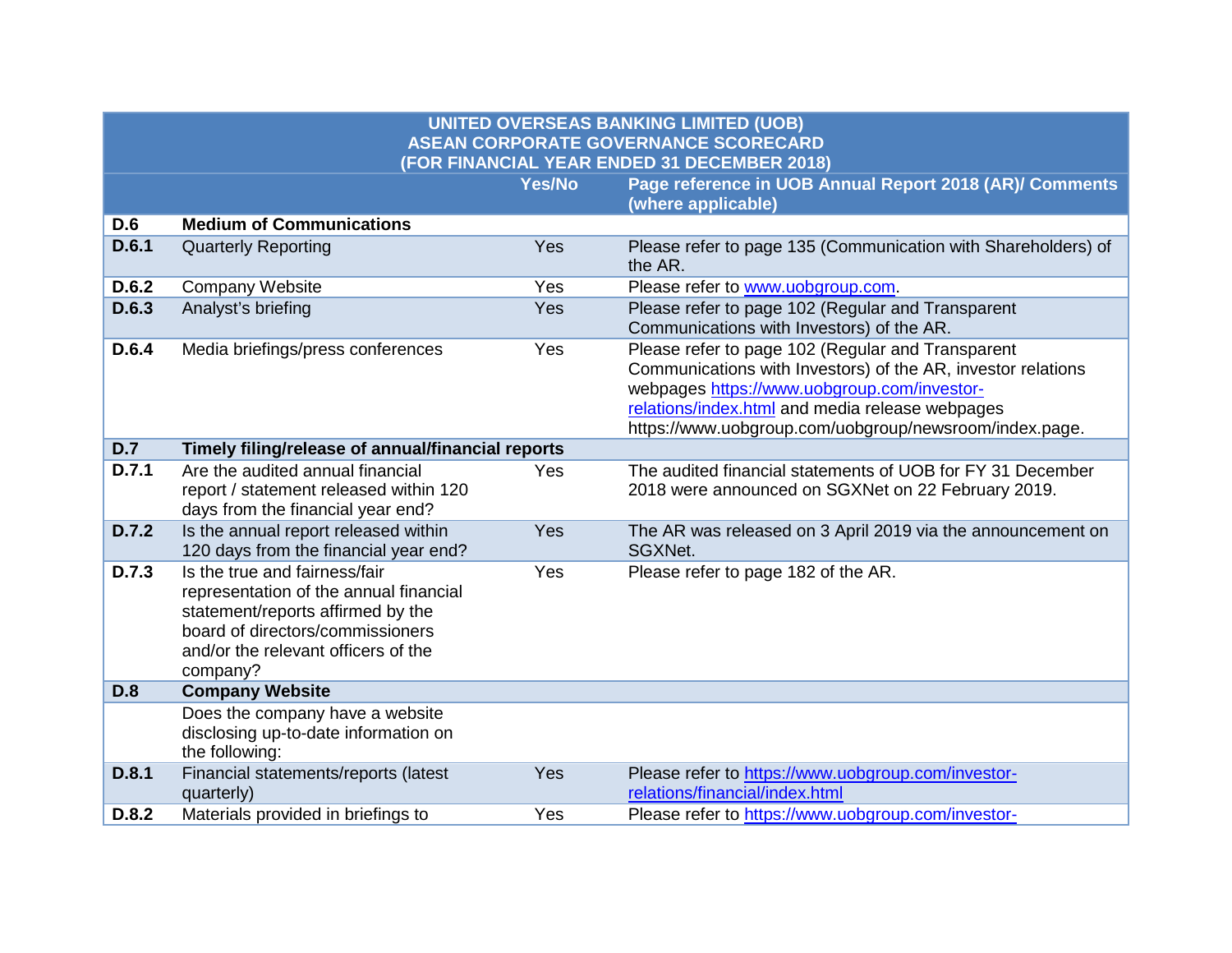| UNITED OVERSEAS BANKING LIMITED (UOB) ASEAN CORPORATE GOVERNANCE SCORECARD (FOR FINANCIAL YEAR ENDED 31 DECEMBER 2018) | | | |
|---|---|---|---|
| | | **Yes/No** | **Page reference in UOB Annual Report 2018 (AR)/ Comments (where applicable)** |
| **D.6** | **Medium of Communications** | | |
| **D.6.1** | Quarterly Reporting | Yes | Please refer to page 135 (Communication with Shareholders) of the AR. |
| **D.6.2** | Company Website | Yes | Please refer to www.uobgroup.com. |
| **D.6.3** | Analyst's briefing | Yes | Please refer to page 102 (Regular and Transparent Communications with Investors) of the AR. |
| **D.6.4** | Media briefings/press conferences | Yes | Please refer to page 102 (Regular and Transparent Communications with Investors) of the AR, investor relations webpages https://www.uobgroup.com/investor-relations/index.html and media release webpages https://www.uobgroup.com/uobgroup/newsroom/index.page. |
| **D.7** | **Timely filing/release of annual/financial reports** | | |
| **D.7.1** | Are the audited annual financial report / statement released within 120 days from the financial year end? | Yes | The audited financial statements of UOB for FY 31 December 2018 were announced on SGXNet on 22 February 2019. |
| **D.7.2** | Is the annual report released within 120 days from the financial year end? | Yes | The AR was released on 3 April 2019 via the announcement on SGXNet. |
| **D.7.3** | Is the true and fairness/fair representation of the annual financial statement/reports affirmed by the board of directors/commissioners and/or the relevant officers of the company? | Yes | Please refer to page 182 of the AR. |
| **D.8** | **Company Website** | | |
| | Does the company have a website disclosing up-to-date information on the following: | | |
| **D.8.1** | Financial statements/reports (latest quarterly) | Yes | Please refer to https://www.uobgroup.com/investor-relations/financial/index.html |
| **D.8.2** | Materials provided in briefings to | Yes | Please refer to https://www.uobgroup.com/investor- |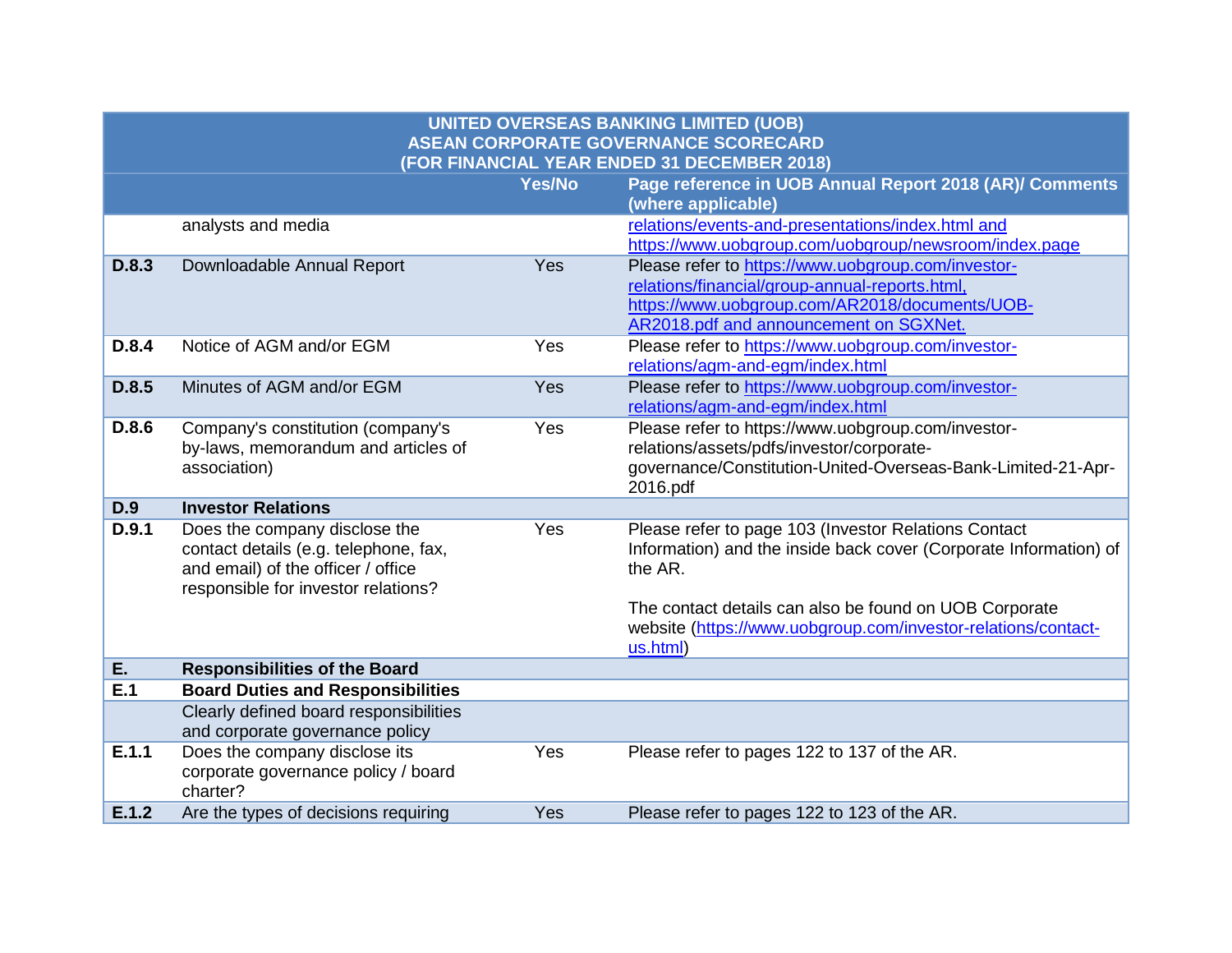| UNITED OVERSEAS BANKING LIMITED (UOB) ASEAN CORPORATE GOVERNANCE SCORECARD (FOR FINANCIAL YEAR ENDED 31 DECEMBER 2018) | | | |
|---|---|---|---|
| | | Yes/No | Page reference in UOB Annual Report 2018 (AR)/ Comments (where applicable) |
| | analysts and media | | relations/events-and-presentations/index.html and https://www.uobgroup.com/uobgroup/newsroom/index.page |
| **D.8.3** | Downloadable Annual Report | Yes | Please refer to https://www.uobgroup.com/investor-relations/financial/group-annual-reports.html, https://www.uobgroup.com/AR2018/documents/UOB-AR2018.pdf and announcement on SGXNet. |
| **D.8.4** | Notice of AGM and/or EGM | Yes | Please refer to https://www.uobgroup.com/investor-relations/agm-and-egm/index.html |
| **D.8.5** | Minutes of AGM and/or EGM | Yes | Please refer to https://www.uobgroup.com/investor-relations/agm-and-egm/index.html |
| **D.8.6** | Company's constitution (company's by-laws, memorandum and articles of association) | Yes | Please refer to https://www.uobgroup.com/investor-relations/assets/pdfs/investor/corporate-governance/Constitution-United-Overseas-Bank-Limited-21-Apr-2016.pdf |
| **D.9** | **Investor Relations** | | |
| **D.9.1** | Does the company disclose the contact details (e.g. telephone, fax, and email) of the officer / office responsible for investor relations? | Yes | Please refer to page 103 (Investor Relations Contact Information) and the inside back cover (Corporate Information) of the AR.<br><br>The contact details can also be found on UOB Corporate website (https://www.uobgroup.com/investor-relations/contact-us.html) |
| **E.** | **Responsibilities of the Board** | | |
| **E.1** | **Board Duties and Responsibilities** | | |
| | Clearly defined board responsibilities and corporate governance policy | | |
| **E.1.1** | Does the company disclose its corporate governance policy / board charter? | Yes | Please refer to pages 122 to 137 of the AR. |
| **E.1.2** | Are the types of decisions requiring | Yes | Please refer to pages 122 to 123 of the AR. |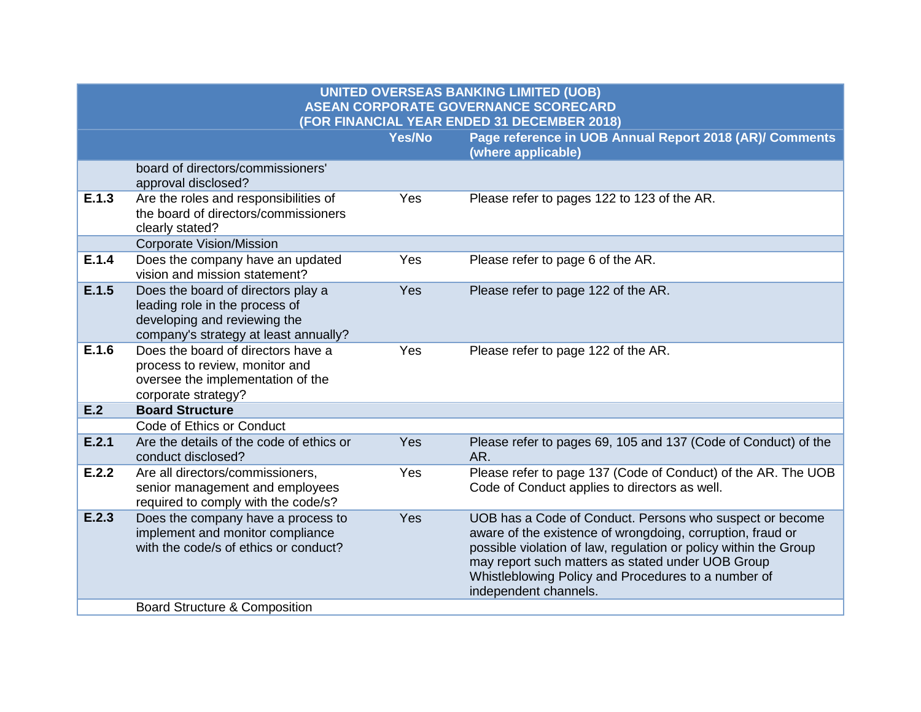| UNITED OVERSEAS BANKING LIMITED (UOB) ASEAN CORPORATE GOVERNANCE SCORECARD (FOR FINANCIAL YEAR ENDED 31 DECEMBER 2018) | | | |
|---|---|---|---|
| | | Yes/No | Page reference in UOB Annual Report 2018 (AR)/ Comments (where applicable) |
| | board of directors/commissioners' approval disclosed? | | |
| **E.1.3** | Are the roles and responsibilities of the board of directors/commissioners clearly stated? | Yes | Please refer to pages 122 to 123 of the AR. |
| | Corporate Vision/Mission | | |
| **E.1.4** | Does the company have an updated vision and mission statement? | Yes | Please refer to page 6 of the AR. |
| **E.1.5** | Does the board of directors play a leading role in the process of developing and reviewing the company's strategy at least annually? | Yes | Please refer to page 122 of the AR. |
| **E.1.6** | Does the board of directors have a process to review, monitor and oversee the implementation of the corporate strategy? | Yes | Please refer to page 122 of the AR. |
| **E.2** | **Board Structure** | | |
| | Code of Ethics or Conduct | | |
| **E.2.1** | Are the details of the code of ethics or conduct disclosed? | Yes | Please refer to pages 69, 105 and 137 (Code of Conduct) of the AR. |
| **E.2.2** | Are all directors/commissioners, senior management and employees required to comply with the code/s? | Yes | Please refer to page 137 (Code of Conduct) of the AR. The UOB Code of Conduct applies to directors as well. |
| **E.2.3** | Does the company have a process to implement and monitor compliance with the code/s of ethics or conduct? | Yes | UOB has a Code of Conduct. Persons who suspect or become aware of the existence of wrongdoing, corruption, fraud or possible violation of law, regulation or policy within the Group may report such matters as stated under UOB Group Whistleblowing Policy and Procedures to a number of independent channels. |
| | Board Structure & Composition | | |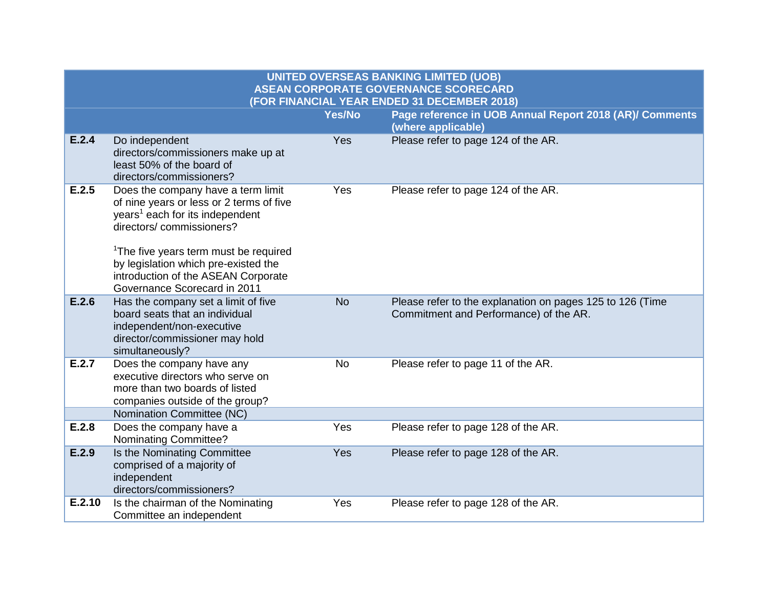| UNITED OVERSEAS BANKING LIMITED (UOB) ASEAN CORPORATE GOVERNANCE SCORECARD (FOR FINANCIAL YEAR ENDED 31 DECEMBER 2018) | | | |
|---|---|---|---|
| | | Yes/No | Page reference in UOB Annual Report 2018 (AR)/ Comments (where applicable) |
| **E.2.4** | Do independent directors/commissioners make up at least 50% of the board of directors/commissioners? | Yes | Please refer to page 124 of the AR. |
| **E.2.5** | Does the company have a term limit of nine years or less or 2 terms of five years[1] each for its independent directors/ commissioners?<br><br>[1]The five years term must be required by legislation which pre-existed the introduction of the ASEAN Corporate Governance Scorecard in 2011 | Yes | Please refer to page 124 of the AR. |
| **E.2.6** | Has the company set a limit of five board seats that an individual independent/non-executive director/commissioner may hold simultaneously? | No | Please refer to the explanation on pages 125 to 126 (Time Commitment and Performance) of the AR. |
| **E.2.7** | Does the company have any executive directors who serve on more than two boards of listed companies outside of the group? | No | Please refer to page 11 of the AR. |
| | Nomination Committee (NC) | | |
| **E.2.8** | Does the company have a Nominating Committee? | Yes | Please refer to page 128 of the AR. |
| **E.2.9** | Is the Nominating Committee comprised of a majority of independent directors/commissioners? | Yes | Please refer to page 128 of the AR. |
| **E.2.10** | Is the chairman of the Nominating Committee an independent | Yes | Please refer to page 128 of the AR. |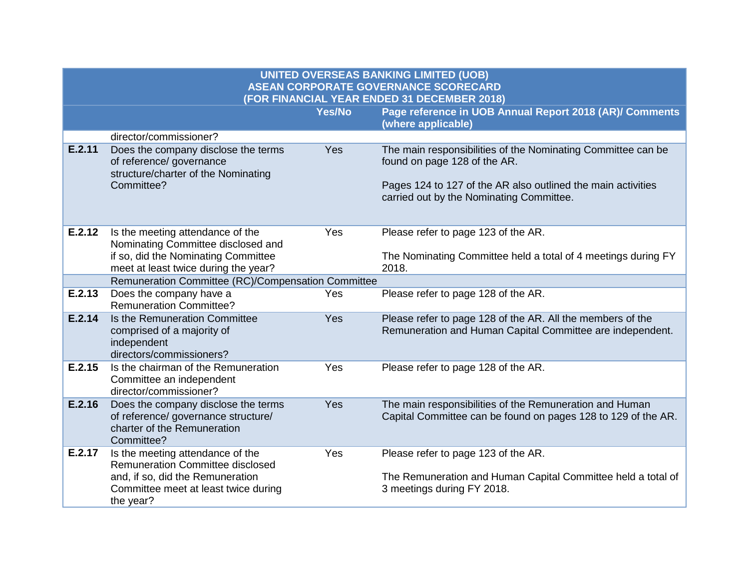| UNITED OVERSEAS BANKING LIMITED (UOB) ASEAN CORPORATE GOVERNANCE SCORECARD (FOR FINANCIAL YEAR ENDED 31 DECEMBER 2018) | | | |
|---|---|---|---|
| | | **Yes/No** | **Page reference in UOB Annual Report 2018 (AR)/ Comments (where applicable)** |
| | director/commissioner? | | |
| **E.2.11** | Does the company disclose the terms of reference/ governance structure/charter of the Nominating Committee? | Yes | The main responsibilities of the Nominating Committee can be found on page 128 of the AR.<br><br>Pages 124 to 127 of the AR also outlined the main activities carried out by the Nominating Committee. |
| **E.2.12** | Is the meeting attendance of the Nominating Committee disclosed and if so, did the Nominating Committee meet at least twice during the year? | Yes | Please refer to page 123 of the AR.<br><br>The Nominating Committee held a total of 4 meetings during FY 2018. |
| | Remuneration Committee (RC)/Compensation Committee | | |
| **E.2.13** | Does the company have a Remuneration Committee? | Yes | Please refer to page 128 of the AR. |
| **E.2.14** | Is the Remuneration Committee comprised of a majority of independent directors/commissioners? | Yes | Please refer to page 128 of the AR. All the members of the Remuneration and Human Capital Committee are independent. |
| **E.2.15** | Is the chairman of the Remuneration Committee an independent director/commissioner? | Yes | Please refer to page 128 of the AR. |
| **E.2.16** | Does the company disclose the terms of reference/ governance structure/ charter of the Remuneration Committee? | Yes | The main responsibilities of the Remuneration and Human Capital Committee can be found on pages 128 to 129 of the AR. |
| **E.2.17** | Is the meeting attendance of the Remuneration Committee disclosed and, if so, did the Remuneration Committee meet at least twice during the year? | Yes | Please refer to page 123 of the AR.<br><br>The Remuneration and Human Capital Committee held a total of 3 meetings during FY 2018. |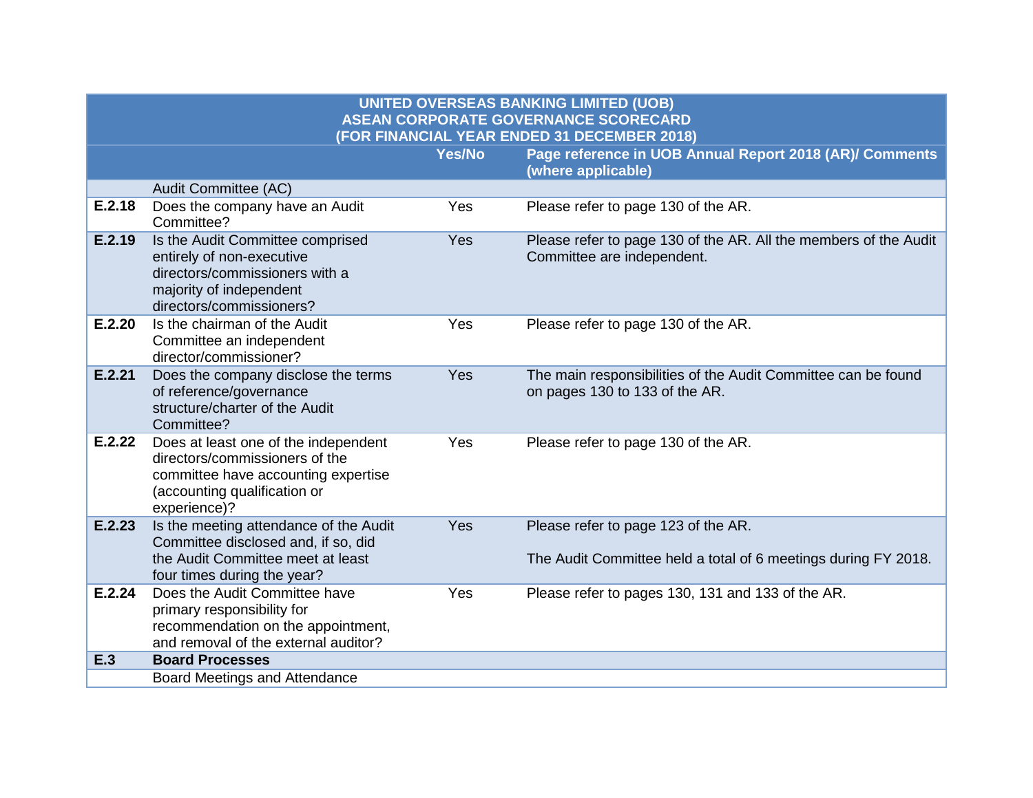| UNITED OVERSEAS BANKING LIMITED (UOB)<br>ASEAN CORPORATE GOVERNANCE SCORECARD<br>(FOR FINANCIAL YEAR ENDED 31 DECEMBER 2018) | | | |
|---|---|---|---|
| | | **Yes/No** | **Page reference in UOB Annual Report 2018 (AR)/ Comments (where applicable)** |
| | Audit Committee (AC) | | |
| **E.2.18** | Does the company have an Audit Committee? | Yes | Please refer to page 130 of the AR. |
| **E.2.19** | Is the Audit Committee comprised entirely of non-executive directors/commissioners with a majority of independent directors/commissioners? | Yes | Please refer to page 130 of the AR. All the members of the Audit Committee are independent. |
| **E.2.20** | Is the chairman of the Audit Committee an independent director/commissioner? | Yes | Please refer to page 130 of the AR. |
| **E.2.21** | Does the company disclose the terms of reference/governance structure/charter of the Audit Committee? | Yes | The main responsibilities of the Audit Committee can be found on pages 130 to 133 of the AR. |
| **E.2.22** | Does at least one of the independent directors/commissioners of the committee have accounting expertise (accounting qualification or experience)? | Yes | Please refer to page 130 of the AR. |
| **E.2.23** | Is the meeting attendance of the Audit Committee disclosed and, if so, did the Audit Committee meet at least four times during the year? | Yes | Please refer to page 123 of the AR.<br><br>The Audit Committee held a total of 6 meetings during FY 2018. |
| **E.2.24** | Does the Audit Committee have primary responsibility for recommendation on the appointment, and removal of the external auditor? | Yes | Please refer to pages 130, 131 and 133 of the AR. |
| **E.3** | **Board Processes** | | |
| | Board Meetings and Attendance | | |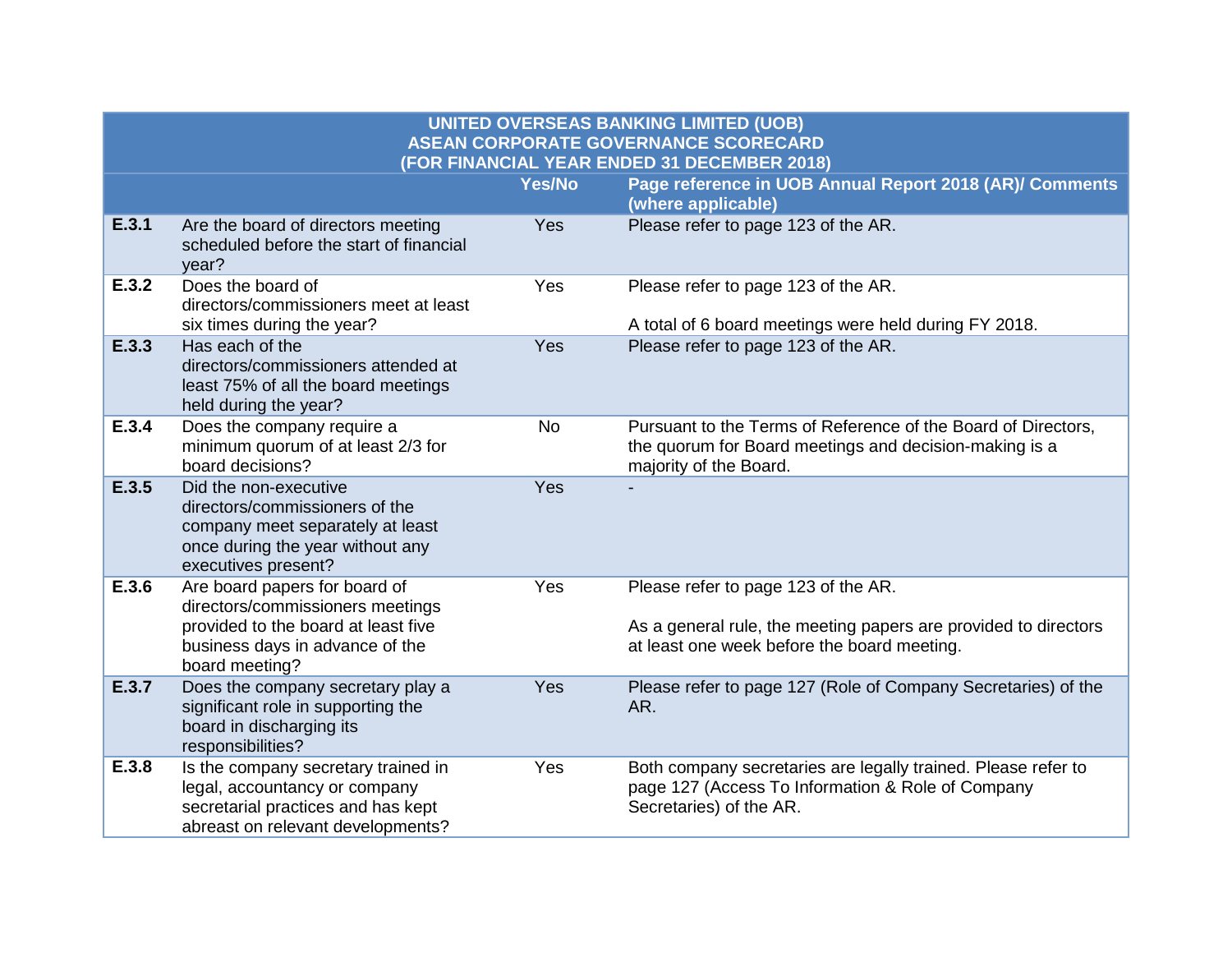| UNITED OVERSEAS BANKING LIMITED (UOB) ASEAN CORPORATE GOVERNANCE SCORECARD (FOR FINANCIAL YEAR ENDED 31 DECEMBER 2018) | | | |
|---|---|---|---|
| | | **Yes/No** | **Page reference in UOB Annual Report 2018 (AR)/ Comments (where applicable)** |
| **E.3.1** | Are the board of directors meeting scheduled before the start of financial year? | Yes | Please refer to page 123 of the AR. |
| **E.3.2** | Does the board of directors/commissioners meet at least six times during the year? | Yes | Please refer to page 123 of the AR.<br><br>A total of 6 board meetings were held during FY 2018. |
| **E.3.3** | Has each of the directors/commissioners attended at least 75% of all the board meetings held during the year? | Yes | Please refer to page 123 of the AR. |
| **E.3.4** | Does the company require a minimum quorum of at least 2/3 for board decisions? | No | Pursuant to the Terms of Reference of the Board of Directors, the quorum for Board meetings and decision-making is a majority of the Board. |
| **E.3.5** | Did the non-executive directors/commissioners of the company meet separately at least once during the year without any executives present? | Yes | - |
| **E.3.6** | Are board papers for board of directors/commissioners meetings provided to the board at least five business days in advance of the board meeting? | Yes | Please refer to page 123 of the AR.<br><br>As a general rule, the meeting papers are provided to directors at least one week before the board meeting. |
| **E.3.7** | Does the company secretary play a significant role in supporting the board in discharging its responsibilities? | Yes | Please refer to page 127 (Role of Company Secretaries) of the AR. |
| **E.3.8** | Is the company secretary trained in legal, accountancy or company secretarial practices and has kept abreast on relevant developments? | Yes | Both company secretaries are legally trained. Please refer to page 127 (Access To Information & Role of Company Secretaries) of the AR. |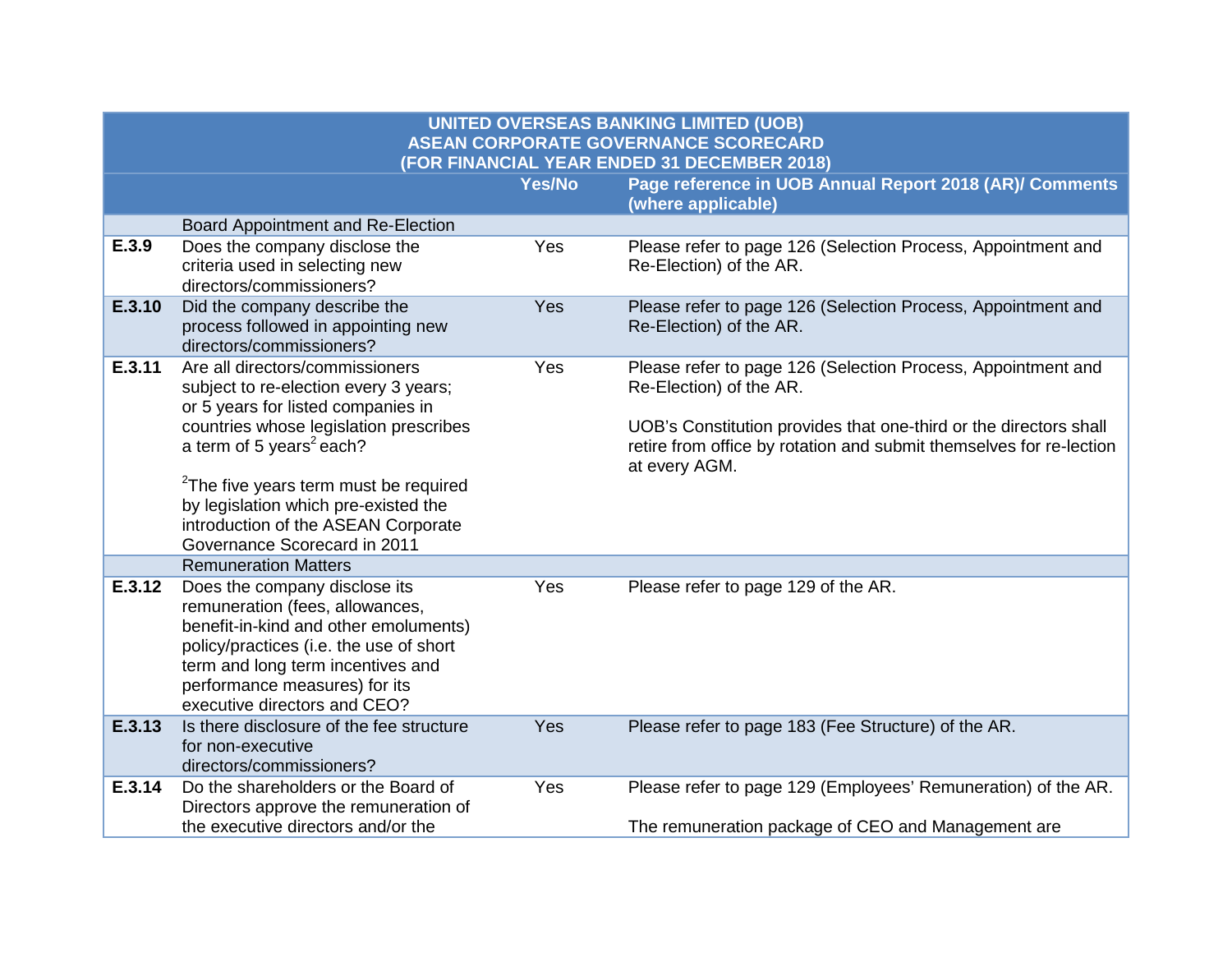| UNITED OVERSEAS BANKING LIMITED (UOB) ASEAN CORPORATE GOVERNANCE SCORECARD (FOR FINANCIAL YEAR ENDED 31 DECEMBER 2018) | | | |
|---|---|---|---|
| | | **Yes/No** | **Page reference in UOB Annual Report 2018 (AR)/ Comments (where applicable)** |
| | Board Appointment and Re-Election | | |
| **E.3.9** | Does the company disclose the criteria used in selecting new directors/commissioners? | Yes | Please refer to page 126 (Selection Process, Appointment and Re-Election) of the AR. |
| **E.3.10** | Did the company describe the process followed in appointing new directors/commissioners? | Yes | Please refer to page 126 (Selection Process, Appointment and Re-Election) of the AR. |
| **E.3.11** | Are all directors/commissioners subject to re-election every 3 years; or 5 years for listed companies in countries whose legislation prescribes a term of 5 years[2] each?<br><br>[2]The five years term must be required by legislation which pre-existed the introduction of the ASEAN Corporate Governance Scorecard in 2011 | Yes | Please refer to page 126 (Selection Process, Appointment and Re-Election) of the AR.<br><br>UOB's Constitution provides that one-third or the directors shall retire from office by rotation and submit themselves for re-lection at every AGM. |
| | Remuneration Matters | | |
| **E.3.12** | Does the company disclose its remuneration (fees, allowances, benefit-in-kind and other emoluments) policy/practices (i.e. the use of short term and long term incentives and performance measures) for its executive directors and CEO? | Yes | Please refer to page 129 of the AR. |
| **E.3.13** | Is there disclosure of the fee structure for non-executive directors/commissioners? | Yes | Please refer to page 183 (Fee Structure) of the AR. |
| **E.3.14** | Do the shareholders or the Board of Directors approve the remuneration of the executive directors and/or the | Yes | Please refer to page 129 (Employees' Remuneration) of the AR.<br><br>The remuneration package of CEO and Management are |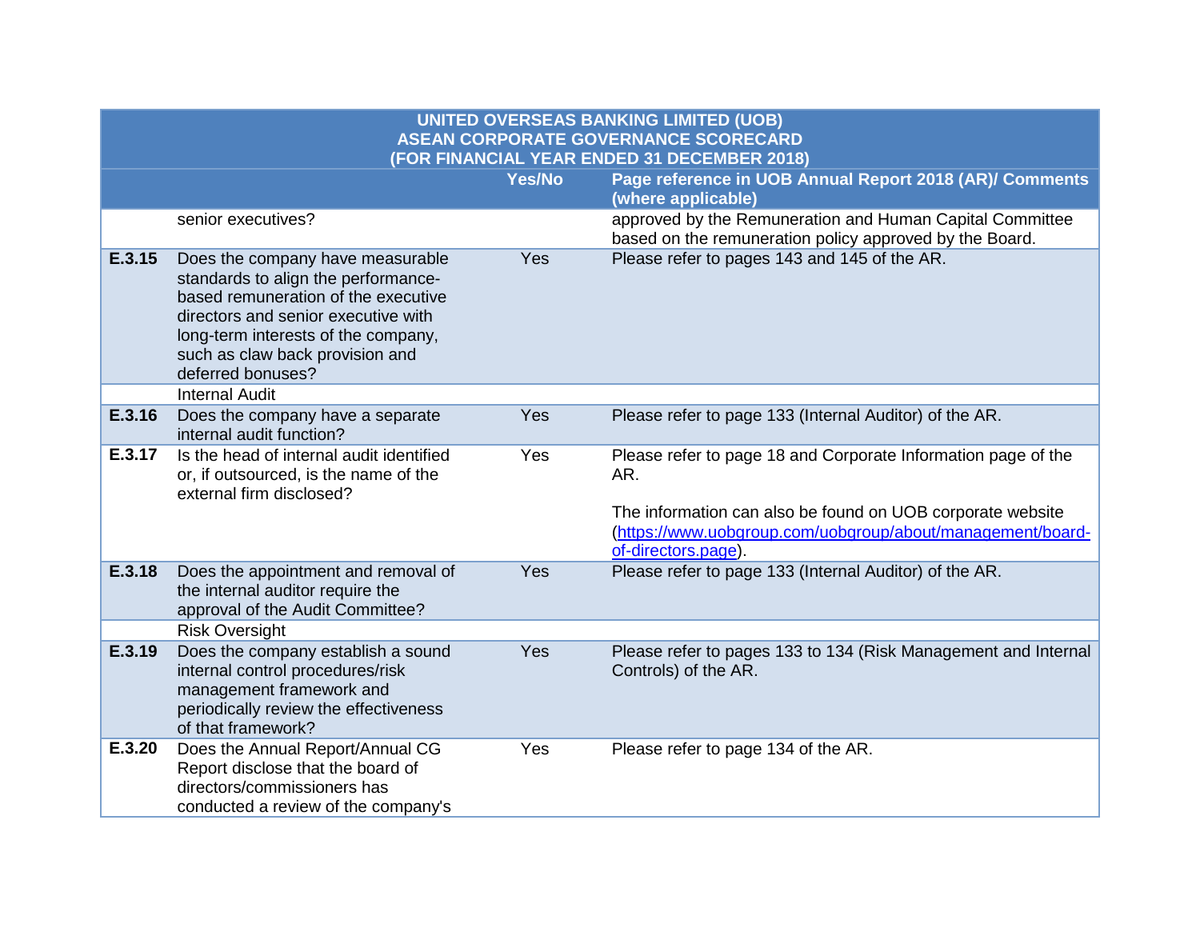| | UNITED OVERSEAS BANKING LIMITED (UOB) ASEAN CORPORATE GOVERNANCE SCORECARD (FOR FINANCIAL YEAR ENDED 31 DECEMBER 2018) | Yes/No | Page reference in UOB Annual Report 2018 (AR)/ Comments (where applicable) |
|---|---|---|---|
| | senior executives? | | approved by the Remuneration and Human Capital Committee based on the remuneration policy approved by the Board. |
| **E.3.15** | Does the company have measurable standards to align the performance-based remuneration of the executive directors and senior executive with long-term interests of the company, such as claw back provision and deferred bonuses? | Yes | Please refer to pages 143 and 145 of the AR. |
| | Internal Audit | | |
| **E.3.16** | Does the company have a separate internal audit function? | Yes | Please refer to page 133 (Internal Auditor) of the AR. |
| **E.3.17** | Is the head of internal audit identified or, if outsourced, is the name of the external firm disclosed? | Yes | Please refer to page 18 and Corporate Information page of the AR.<br><br>The information can also be found on UOB corporate website ([https://www.uobgroup.com/uobgroup/about/management/board-of-directors.page](https://www.uobgroup.com/uobgroup/about/management/board-of-directors.page)). |
| **E.3.18** | Does the appointment and removal of the internal auditor require the approval of the Audit Committee? | Yes | Please refer to page 133 (Internal Auditor) of the AR. |
| | Risk Oversight | | |
| **E.3.19** | Does the company establish a sound internal control procedures/risk management framework and periodically review the effectiveness of that framework? | Yes | Please refer to pages 133 to 134 (Risk Management and Internal Controls) of the AR. |
| **E.3.20** | Does the Annual Report/Annual CG Report disclose that the board of directors/commissioners has conducted a review of the company's | Yes | Please refer to page 134 of the AR. |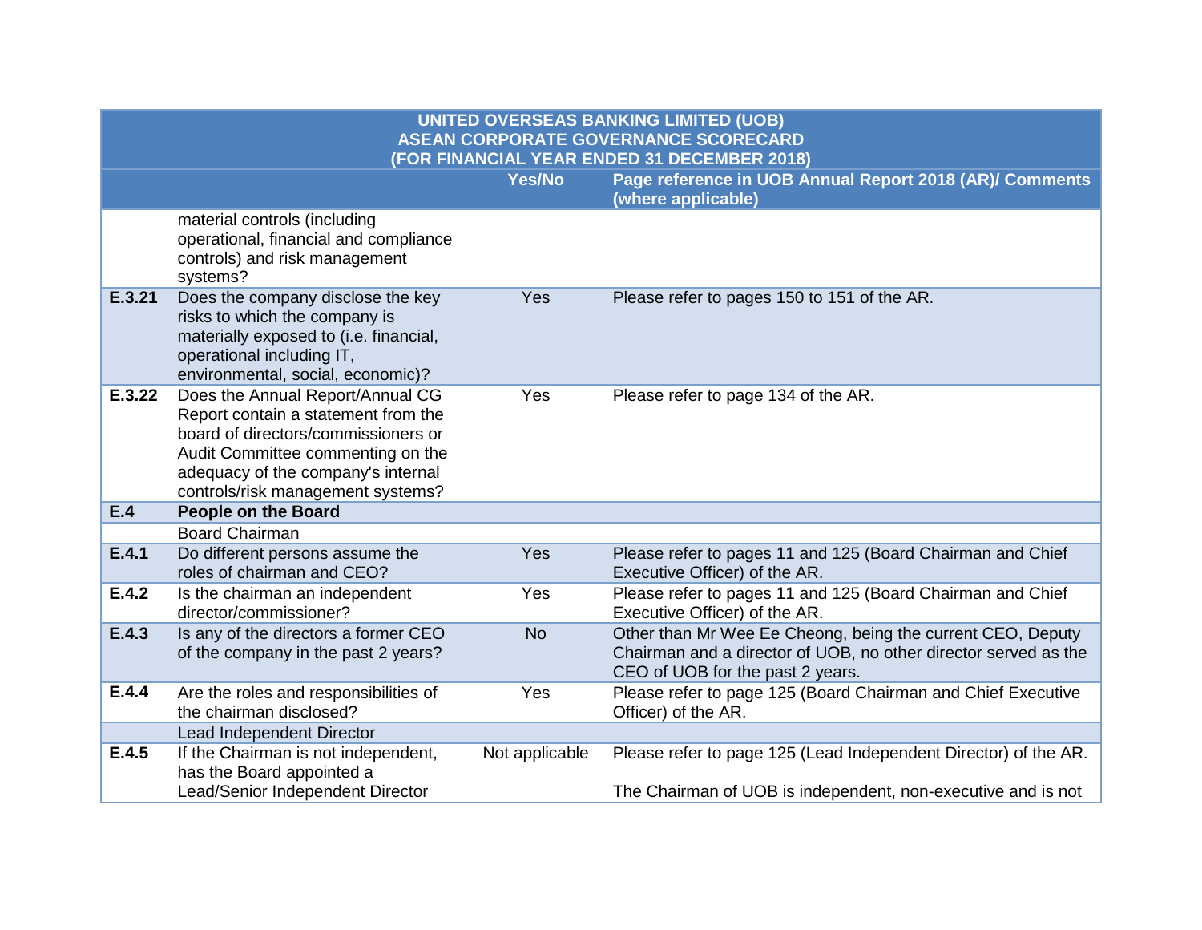| UNITED OVERSEAS BANKING LIMITED (UOB) ASEAN CORPORATE GOVERNANCE SCORECARD (FOR FINANCIAL YEAR ENDED 31 DECEMBER 2018) | | | |
|---|---|---|---|
| | | Yes/No | Page reference in UOB Annual Report 2018 (AR)/ Comments (where applicable) |
| | material controls (including operational, financial and compliance controls) and risk management systems? | | |
| **E.3.21** | Does the company disclose the key risks to which the company is materially exposed to (i.e. financial, operational including IT, environmental, social, economic)? | Yes | Please refer to pages 150 to 151 of the AR. |
| **E.3.22** | Does the Annual Report/Annual CG Report contain a statement from the board of directors/commissioners or Audit Committee commenting on the adequacy of the company's internal controls/risk management systems? | Yes | Please refer to page 134 of the AR. |
| **E.4** | **People on the Board** | | |
| | Board Chairman | | |
| **E.4.1** | Do different persons assume the roles of chairman and CEO? | Yes | Please refer to pages 11 and 125 (Board Chairman and Chief Executive Officer) of the AR. |
| **E.4.2** | Is the chairman an independent director/commissioner? | Yes | Please refer to pages 11 and 125 (Board Chairman and Chief Executive Officer) of the AR. |
| **E.4.3** | Is any of the directors a former CEO of the company in the past 2 years? | No | Other than Mr Wee Ee Cheong, being the current CEO, Deputy Chairman and a director of UOB, no other director served as the CEO of UOB for the past 2 years. |
| **E.4.4** | Are the roles and responsibilities of the chairman disclosed? | Yes | Please refer to page 125 (Board Chairman and Chief Executive Officer) of the AR. |
| | Lead Independent Director | | |
| **E.4.5** | If the Chairman is not independent, has the Board appointed a Lead/Senior Independent Director | Not applicable | Please refer to page 125 (Lead Independent Director) of the AR.<br><br>The Chairman of UOB is independent, non-executive and is not |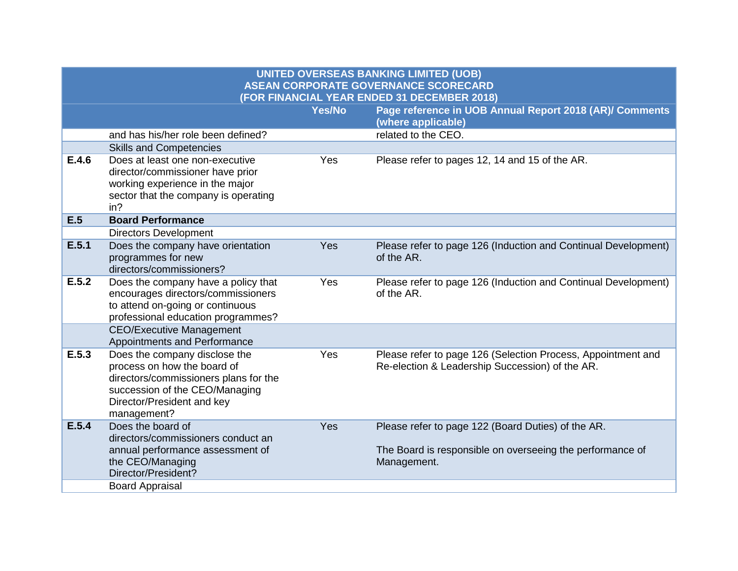| UNITED OVERSEAS BANKING LIMITED (UOB) ASEAN CORPORATE GOVERNANCE SCORECARD (FOR FINANCIAL YEAR ENDED 31 DECEMBER 2018) | | | |
|---|---|---|---|
| | | Yes/No | Page reference in UOB Annual Report 2018 (AR)/ Comments (where applicable) |
| | and has his/her role been defined? | | related to the CEO. |
| | Skills and Competencies | | |
| E.4.6 | Does at least one non-executive director/commissioner have prior working experience in the major sector that the company is operating in? | Yes | Please refer to pages 12, 14 and 15 of the AR. |
| **E.5** | **Board Performance** | | |
| | Directors Development | | |
| E.5.1 | Does the company have orientation programmes for new directors/commissioners? | Yes | Please refer to page 126 (Induction and Continual Development) of the AR. |
| E.5.2 | Does the company have a policy that encourages directors/commissioners to attend on-going or continuous professional education programmes? | Yes | Please refer to page 126 (Induction and Continual Development) of the AR. |
| | CEO/Executive Management Appointments and Performance | | |
| E.5.3 | Does the company disclose the process on how the board of directors/commissioners plans for the succession of the CEO/Managing Director/President and key management? | Yes | Please refer to page 126 (Selection Process, Appointment and Re-election & Leadership Succession) of the AR. |
| E.5.4 | Does the board of directors/commissioners conduct an annual performance assessment of the CEO/Managing Director/President? | Yes | Please refer to page 122 (Board Duties) of the AR.<br><br>The Board is responsible on overseeing the performance of Management. |
| | Board Appraisal | | |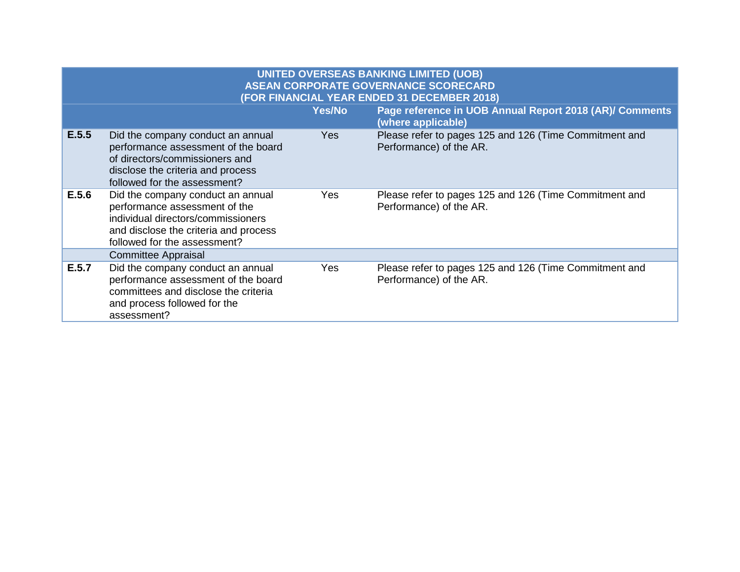| UNITED OVERSEAS BANKING LIMITED (UOB) ASEAN CORPORATE GOVERNANCE SCORECARD (FOR FINANCIAL YEAR ENDED 31 DECEMBER 2018) | | | |
|---|---|---|---|
| | | **Yes/No** | **Page reference in UOB Annual Report 2018 (AR)/ Comments (where applicable)** |
| **E.5.5** | Did the company conduct an annual performance assessment of the board of directors/commissioners and disclose the criteria and process followed for the assessment? | Yes | Please refer to pages 125 and 126 (Time Commitment and Performance) of the AR. |
| **E.5.6** | Did the company conduct an annual performance assessment of the individual directors/commissioners and disclose the criteria and process followed for the assessment? | Yes | Please refer to pages 125 and 126 (Time Commitment and Performance) of the AR. |
| | Committee Appraisal | | |
| **E.5.7** | Did the company conduct an annual performance assessment of the board committees and disclose the criteria and process followed for the assessment? | Yes | Please refer to pages 125 and 126 (Time Commitment and Performance) of the AR. |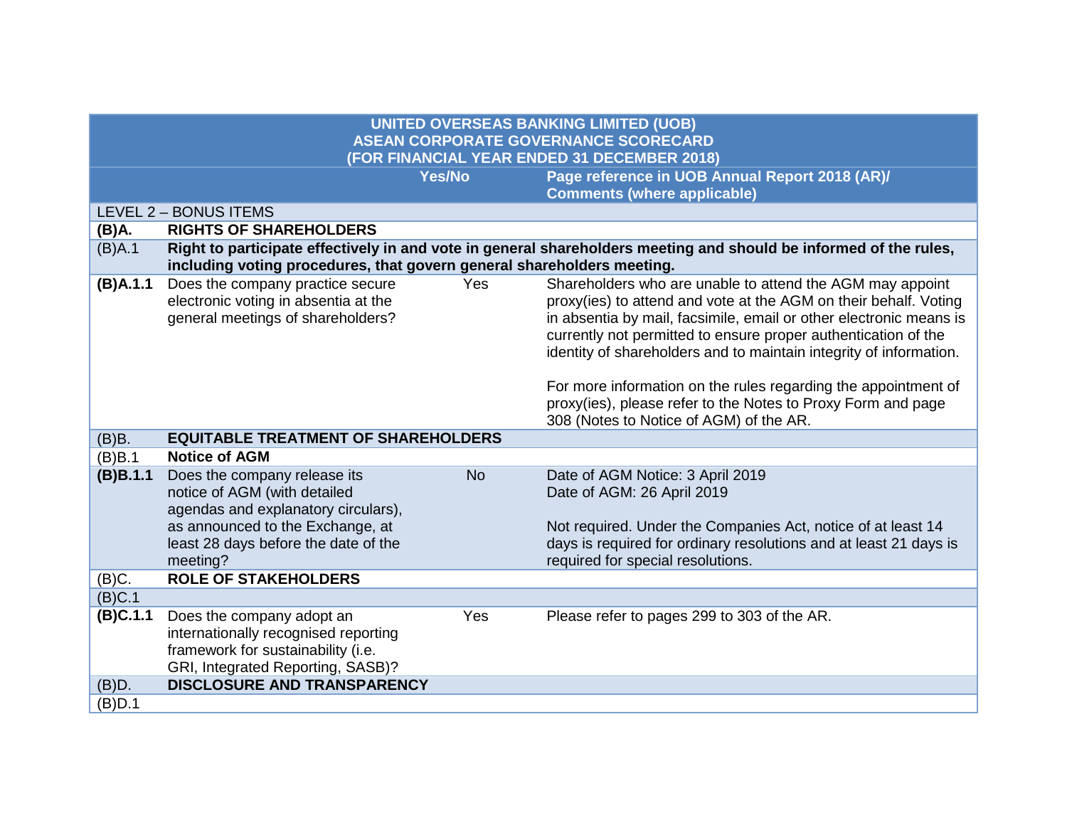| UNITED OVERSEAS BANKING LIMITED (UOB)<br>ASEAN CORPORATE GOVERNANCE SCORECARD<br>(FOR FINANCIAL YEAR ENDED 31 DECEMBER 2018) | | | |
|---|---|---|---|
| | | **Yes/No** | **Page reference in UOB Annual Report 2018 (AR)/ Comments (where applicable)** |
| LEVEL 2 – BONUS ITEMS | | | |
| **(B)A.** | **RIGHTS OF SHAREHOLDERS** | | |
| (B)A.1 | **Right to participate effectively in and vote in general shareholders meeting and should be informed of the rules, including voting procedures, that govern general shareholders meeting.** | | |
| **(B)A.1.1** | Does the company practice secure electronic voting in absentia at the general meetings of shareholders? | Yes | Shareholders who are unable to attend the AGM may appoint proxy(ies) to attend and vote at the AGM on their behalf. Voting in absentia by mail, facsimile, email or other electronic means is currently not permitted to ensure proper authentication of the identity of shareholders and to maintain integrity of information.<br><br>For more information on the rules regarding the appointment of proxy(ies), please refer to the Notes to Proxy Form and page 308 (Notes to Notice of AGM) of the AR. |
| (B)B. | **EQUITABLE TREATMENT OF SHAREHOLDERS** | | |
| (B)B.1 | **Notice of AGM** | | |
| **(B)B.1.1** | Does the company release its notice of AGM (with detailed agendas and explanatory circulars), as announced to the Exchange, at least 28 days before the date of the meeting? | No | Date of AGM Notice: 3 April 2019<br>Date of AGM: 26 April 2019<br><br>Not required. Under the Companies Act, notice of at least 14 days is required for ordinary resolutions and at least 21 days is required for special resolutions. |
| (B)C. | **ROLE OF STAKEHOLDERS** | | |
| (B)C.1 | | | |
| **(B)C.1.1** | Does the company adopt an internationally recognised reporting framework for sustainability (i.e. GRI, Integrated Reporting, SASB)? | Yes | Please refer to pages 299 to 303 of the AR. |
| (B)D. | **DISCLOSURE AND TRANSPARENCY** | | |
| (B)D.1 | | | |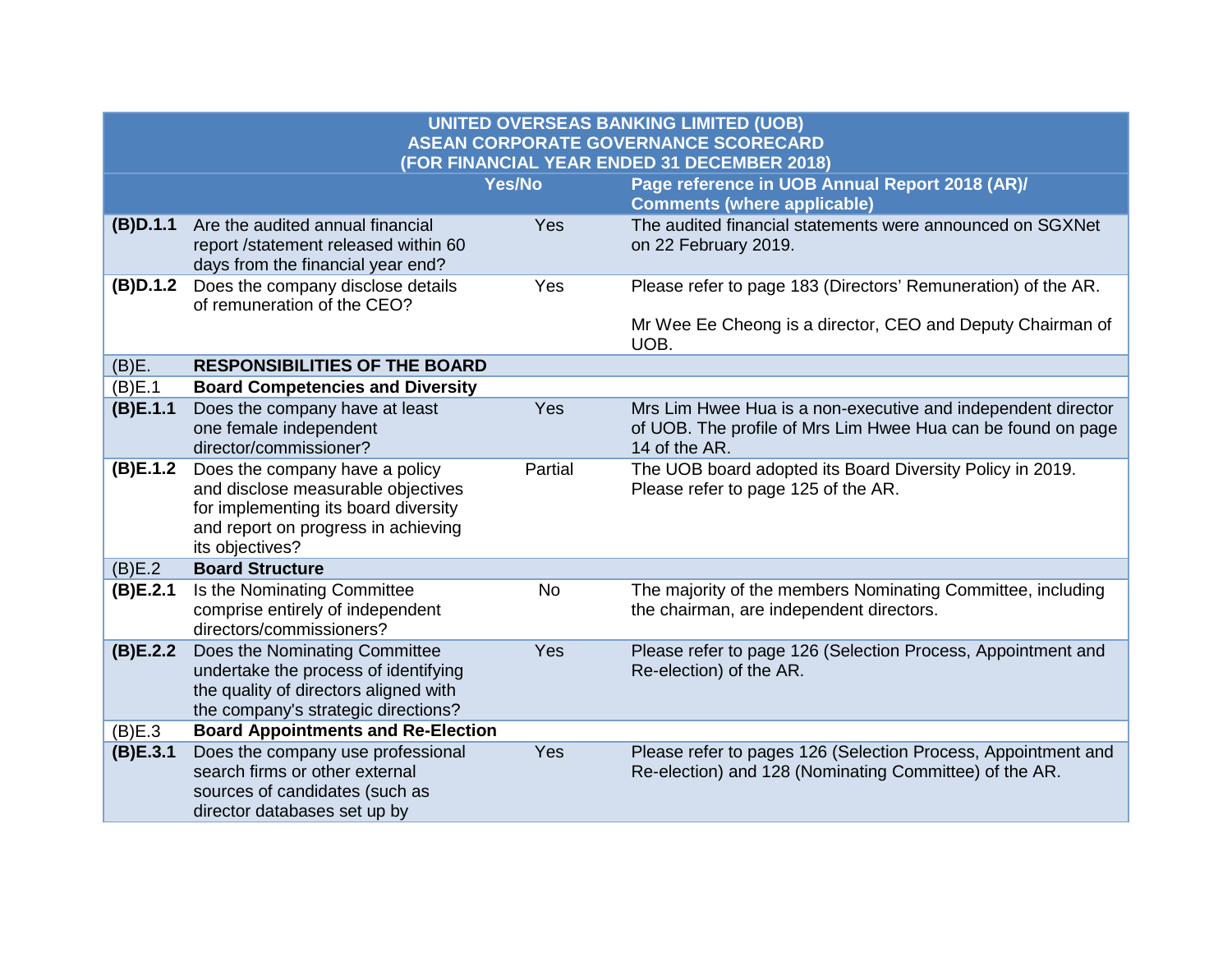| UNITED OVERSEAS BANKING LIMITED (UOB) ASEAN CORPORATE GOVERNANCE SCORECARD (FOR FINANCIAL YEAR ENDED 31 DECEMBER 2018) | | | |
|---|---|---|---|
| | | **Yes/No** | **Page reference in UOB Annual Report 2018 (AR)/ Comments (where applicable)** |
| **(B)D.1.1** | Are the audited annual financial report /statement released within 60 days from the financial year end? | Yes | The audited financial statements were announced on SGXNet on 22 February 2019. |
| **(B)D.1.2** | Does the company disclose details of remuneration of the CEO? | Yes | Please refer to page 183 (Directors' Remuneration) of the AR.<br><br>Mr Wee Ee Cheong is a director, CEO and Deputy Chairman of UOB. |
| (B)E. | **RESPONSIBILITIES OF THE BOARD** | | |
| (B)E.1 | **Board Competencies and Diversity** | | |
| **(B)E.1.1** | Does the company have at least one female independent director/commissioner? | Yes | Mrs Lim Hwee Hua is a non-executive and independent director of UOB. The profile of Mrs Lim Hwee Hua can be found on page 14 of the AR. |
| **(B)E.1.2** | Does the company have a policy and disclose measurable objectives for implementing its board diversity and report on progress in achieving its objectives? | Partial | The UOB board adopted its Board Diversity Policy in 2019. Please refer to page 125 of the AR. |
| (B)E.2 | **Board Structure** | | |
| **(B)E.2.1** | Is the Nominating Committee comprise entirely of independent directors/commissioners? | No | The majority of the members Nominating Committee, including the chairman, are independent directors. |
| **(B)E.2.2** | Does the Nominating Committee undertake the process of identifying the quality of directors aligned with the company's strategic directions? | Yes | Please refer to page 126 (Selection Process, Appointment and Re-election) of the AR. |
| (B)E.3 | **Board Appointments and Re-Election** | | |
| **(B)E.3.1** | Does the company use professional search firms or other external sources of candidates (such as director databases set up by | Yes | Please refer to pages 126 (Selection Process, Appointment and Re-election) and 128 (Nominating Committee) of the AR. |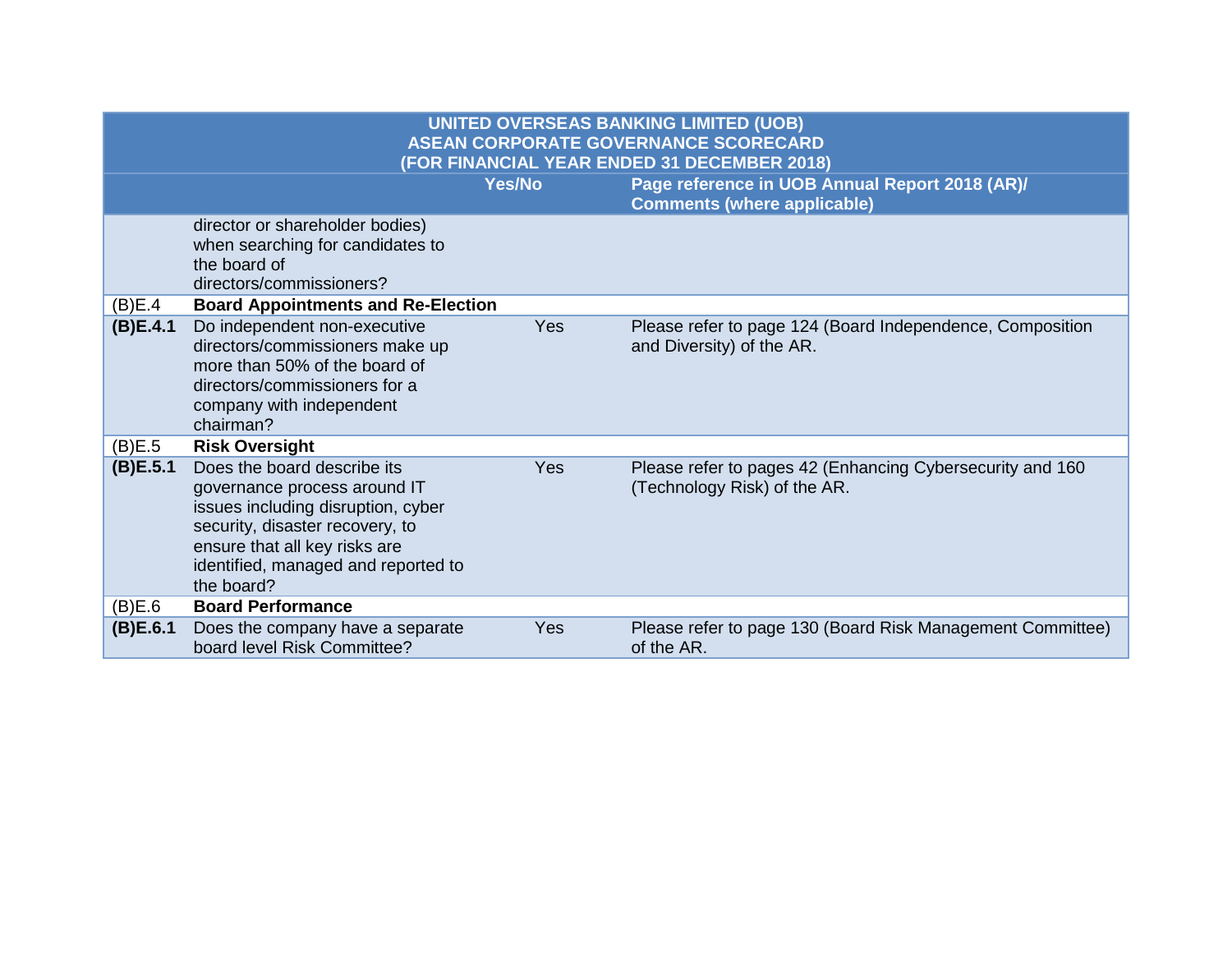| UNITED OVERSEAS BANKING LIMITED (UOB) ASEAN CORPORATE GOVERNANCE SCORECARD (FOR FINANCIAL YEAR ENDED 31 DECEMBER 2018) | | | |
|---|---|---|---|
| | | Yes/No | Page reference in UOB Annual Report 2018 (AR)/ Comments (where applicable) |
| | director or shareholder bodies) when searching for candidates to the board of directors/commissioners? | | |
| (B)E.4 | **Board Appointments and Re-Election** | | |
| **(B)E.4.1** | Do independent non-executive directors/commissioners make up more than 50% of the board of directors/commissioners for a company with independent chairman? | Yes | Please refer to page 124 (Board Independence, Composition and Diversity) of the AR. |
| (B)E.5 | **Risk Oversight** | | |
| **(B)E.5.1** | Does the board describe its governance process around IT issues including disruption, cyber security, disaster recovery, to ensure that all key risks are identified, managed and reported to the board? | Yes | Please refer to pages 42 (Enhancing Cybersecurity and 160 (Technology Risk) of the AR. |
| (B)E.6 | **Board Performance** | | |
| **(B)E.6.1** | Does the company have a separate board level Risk Committee? | Yes | Please refer to page 130 (Board Risk Management Committee) of the AR. |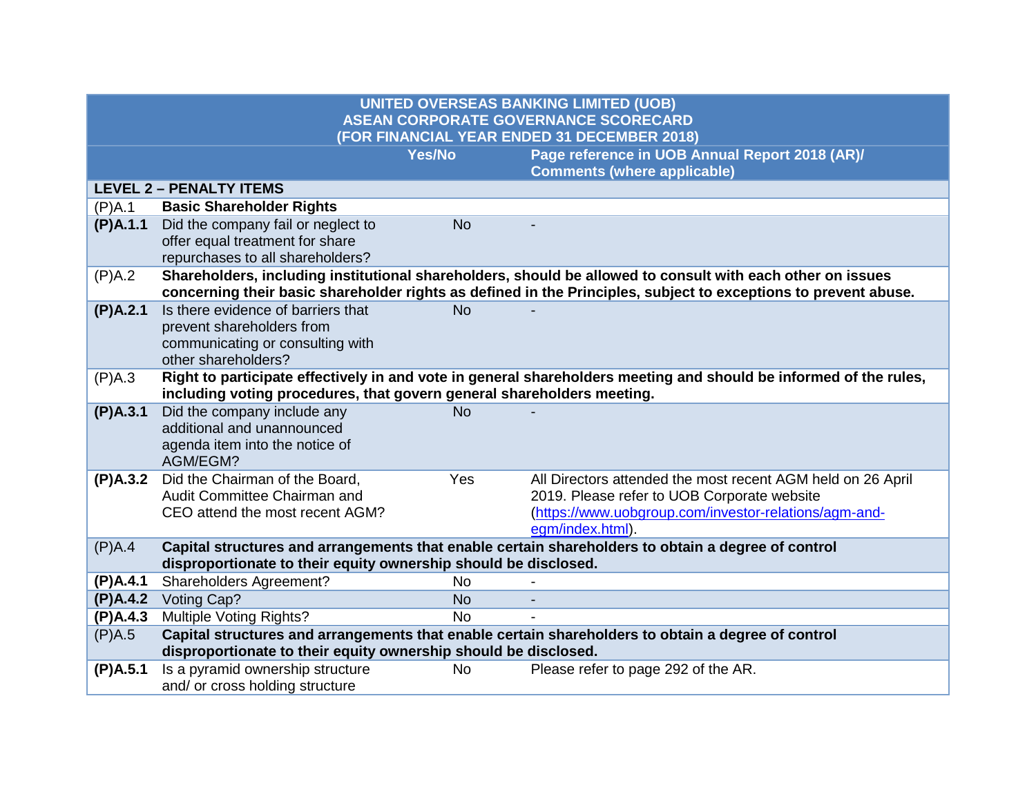| UNITED OVERSEAS BANKING LIMITED (UOB)<br>ASEAN CORPORATE GOVERNANCE SCORECARD<br>(FOR FINANCIAL YEAR ENDED 31 DECEMBER 2018) | | | |
|---|---|---|---|
| | | **Yes/No** | **Page reference in UOB Annual Report 2018 (AR)/ Comments (where applicable)** |
| **LEVEL 2 – PENALTY ITEMS** | | | |
| (P)A.1 | **Basic Shareholder Rights** | | |
| **(P)A.1.1** | Did the company fail or neglect to offer equal treatment for share repurchases to all shareholders? | No | - |
| (P)A.2 | **Shareholders, including institutional shareholders, should be allowed to consult with each other on issues concerning their basic shareholder rights as defined in the Principles, subject to exceptions to prevent abuse.** | | |
| **(P)A.2.1** | Is there evidence of barriers that prevent shareholders from communicating or consulting with other shareholders? | No | - |
| (P)A.3 | **Right to participate effectively in and vote in general shareholders meeting and should be informed of the rules, including voting procedures, that govern general shareholders meeting.** | | |
| **(P)A.3.1** | Did the company include any additional and unannounced agenda item into the notice of AGM/EGM? | No | - |
| **(P)A.3.2** | Did the Chairman of the Board, Audit Committee Chairman and CEO attend the most recent AGM? | Yes | All Directors attended the most recent AGM held on 26 April 2019. Please refer to UOB Corporate website (https://www.uobgroup.com/investor-relations/agm-and-egm/index.html). |
| (P)A.4 | **Capital structures and arrangements that enable certain shareholders to obtain a degree of control disproportionate to their equity ownership should be disclosed.** | | |
| **(P)A.4.1** | Shareholders Agreement? | No | - |
| **(P)A.4.2** | Voting Cap? | No | - |
| **(P)A.4.3** | Multiple Voting Rights? | No | - |
| (P)A.5 | **Capital structures and arrangements that enable certain shareholders to obtain a degree of control disproportionate to their equity ownership should be disclosed.** | | |
| **(P)A.5.1** | Is a pyramid ownership structure and/ or cross holding structure | No | Please refer to page 292 of the AR. |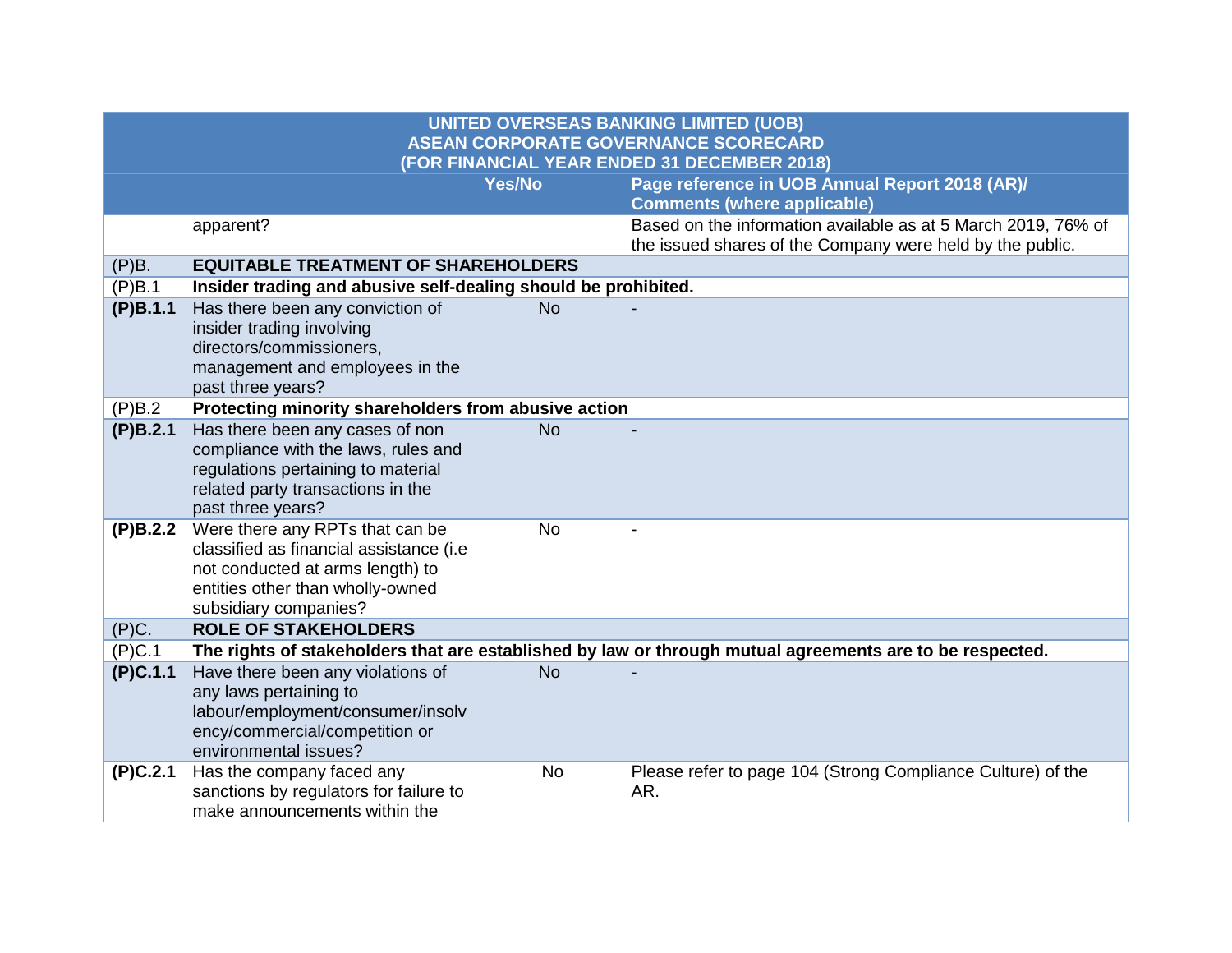| | | Yes/No | Page reference in UOB Annual Report 2018 (AR)/ Comments (where applicable) |
|---|---|---|---|
| | apparent? | | Based on the information available as at 5 March 2019, 76% of the issued shares of the Company were held by the public. |
| (P)B. | **EQUITABLE TREATMENT OF SHAREHOLDERS** | | |
| (P)B.1 | **Insider trading and abusive self-dealing should be prohibited.** | | |
| **(P)B.1.1** | Has there been any conviction of insider trading involving directors/commissioners, management and employees in the past three years? | No | - |
| (P)B.2 | **Protecting minority shareholders from abusive action** | | |
| **(P)B.2.1** | Has there been any cases of non compliance with the laws, rules and regulations pertaining to material related party transactions in the past three years? | No | - |
| **(P)B.2.2** | Were there any RPTs that can be classified as financial assistance (i.e not conducted at arms length) to entities other than wholly-owned subsidiary companies? | No | - |
| (P)C. | **ROLE OF STAKEHOLDERS** | | |
| (P)C.1 | **The rights of stakeholders that are established by law or through mutual agreements are to be respected.** | | |
| **(P)C.1.1** | Have there been any violations of any laws pertaining to labour/employment/consumer/insolvency/commercial/competition or environmental issues? | No | - |
| **(P)C.2.1** | Has the company faced any sanctions by regulators for failure to make announcements within the | No | Please refer to page 104 (Strong Compliance Culture) of the AR. |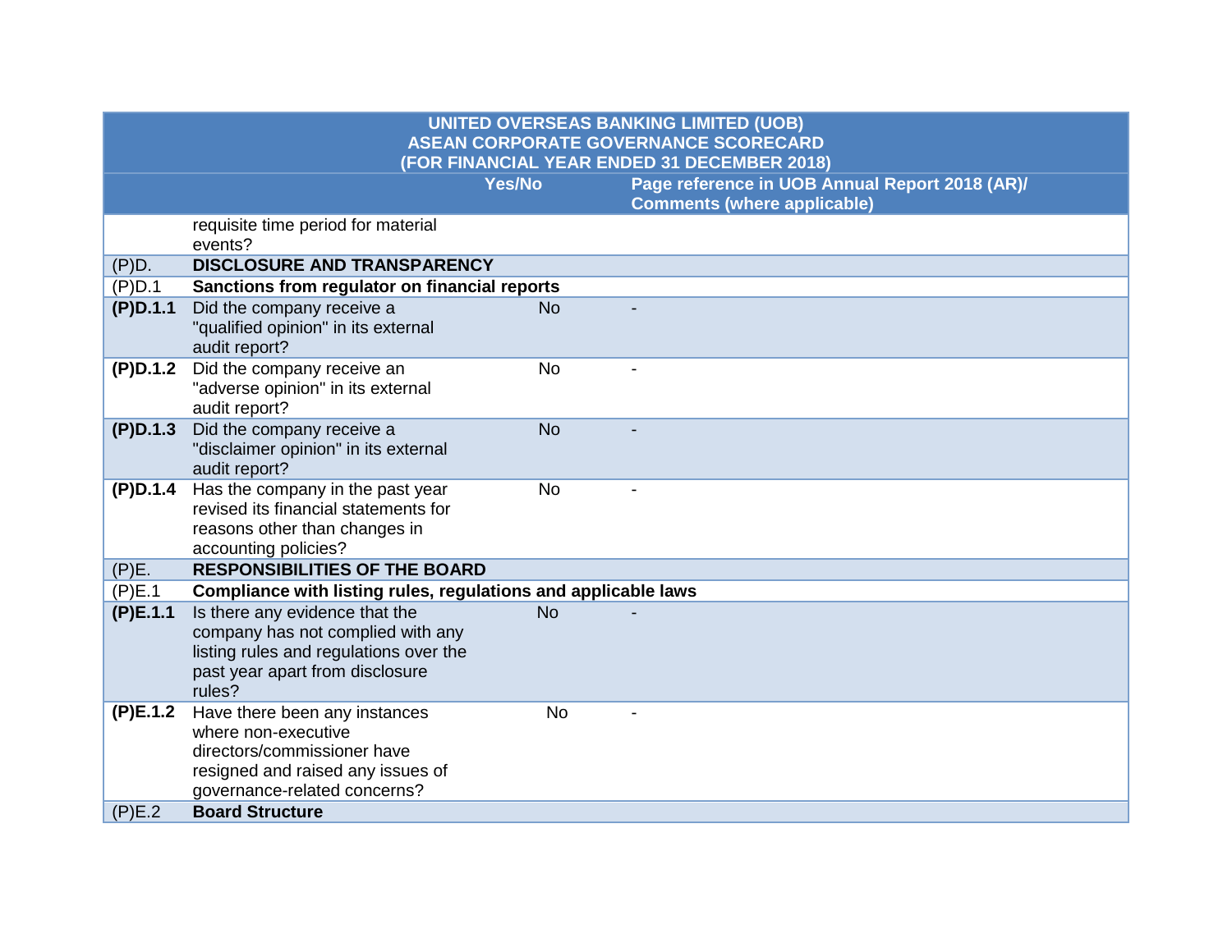| UNITED OVERSEAS BANKING LIMITED (UOB) ASEAN CORPORATE GOVERNANCE SCORECARD (FOR FINANCIAL YEAR ENDED 31 DECEMBER 2018) | | | |
|---|---|---|---|
| | | Yes/No | Page reference in UOB Annual Report 2018 (AR)/ Comments (where applicable) |
| | requisite time period for material events? | | |
| (P)D. | **DISCLOSURE AND TRANSPARENCY** | | |
| (P)D.1 | **Sanctions from regulator on financial reports** | | |
| **(P)D.1.1** | Did the company receive a "qualified opinion" in its external audit report? | No | - |
| **(P)D.1.2** | Did the company receive an "adverse opinion" in its external audit report? | No | - |
| **(P)D.1.3** | Did the company receive a "disclaimer opinion" in its external audit report? | No | - |
| **(P)D.1.4** | Has the company in the past year revised its financial statements for reasons other than changes in accounting policies? | No | - |
| (P)E. | **RESPONSIBILITIES OF THE BOARD** | | |
| (P)E.1 | **Compliance with listing rules, regulations and applicable laws** | | |
| **(P)E.1.1** | Is there any evidence that the company has not complied with any listing rules and regulations over the past year apart from disclosure rules? | No | - |
| **(P)E.1.2** | Have there been any instances where non-executive directors/commissioner have resigned and raised any issues of governance-related concerns? | No | - |
| (P)E.2 | **Board Structure** | | |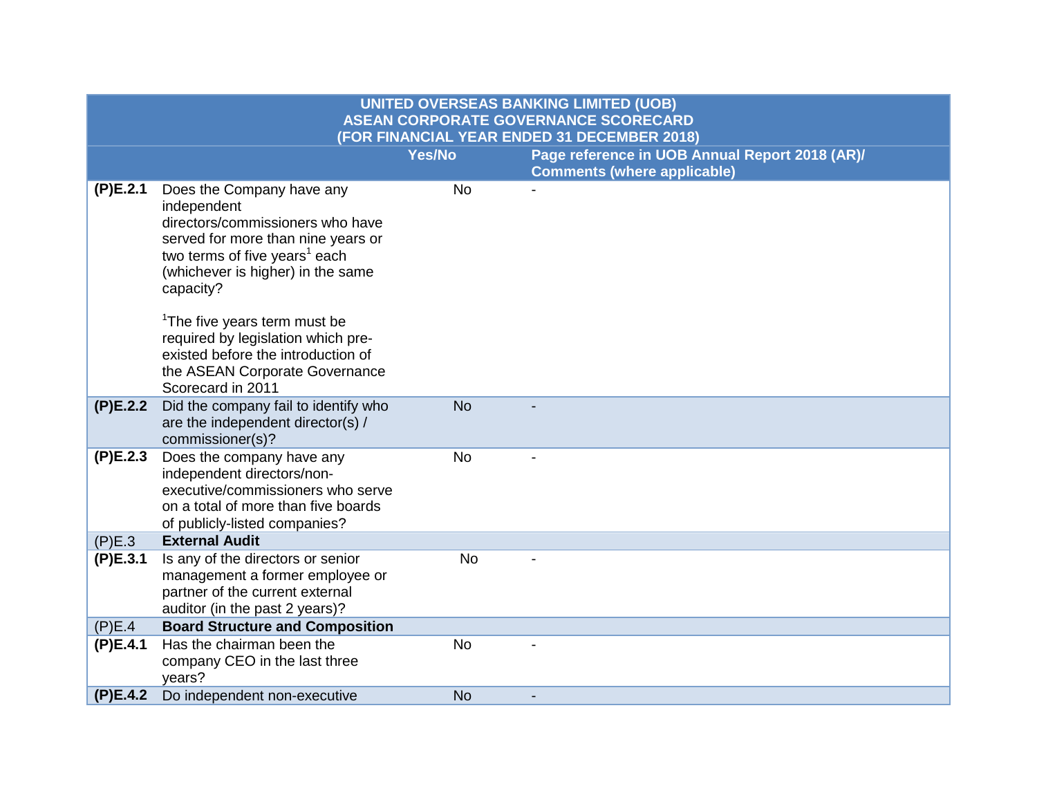| UNITED OVERSEAS BANKING LIMITED (UOB) ASEAN CORPORATE GOVERNANCE SCORECARD (FOR FINANCIAL YEAR ENDED 31 DECEMBER 2018) | | | |
|---|---|---|---|
| | | **Yes/No** | **Page reference in UOB Annual Report 2018 (AR)/ Comments (where applicable)** |
| **(P)E.2.1** | Does the Company have any independent directors/commissioners who have served for more than nine years or two terms of five years[1] each (whichever is higher) in the same capacity?<br><br>[1]The five years term must be required by legislation which pre-existed before the introduction of the ASEAN Corporate Governance Scorecard in 2011 | No | - |
| **(P)E.2.2** | Did the company fail to identify who are the independent director(s) / commissioner(s)? | No | - |
| **(P)E.2.3** | Does the company have any independent directors/non-executive/commissioners who serve on a total of more than five boards of publicly-listed companies? | No | - |
| (P)E.3 | **External Audit** | | |
| **(P)E.3.1** | Is any of the directors or senior management a former employee or partner of the current external auditor (in the past 2 years)? | No | - |
| (P)E.4 | **Board Structure and Composition** | | |
| **(P)E.4.1** | Has the chairman been the company CEO in the last three years? | No | - |
| **(P)E.4.2** | Do independent non-executive | No | - |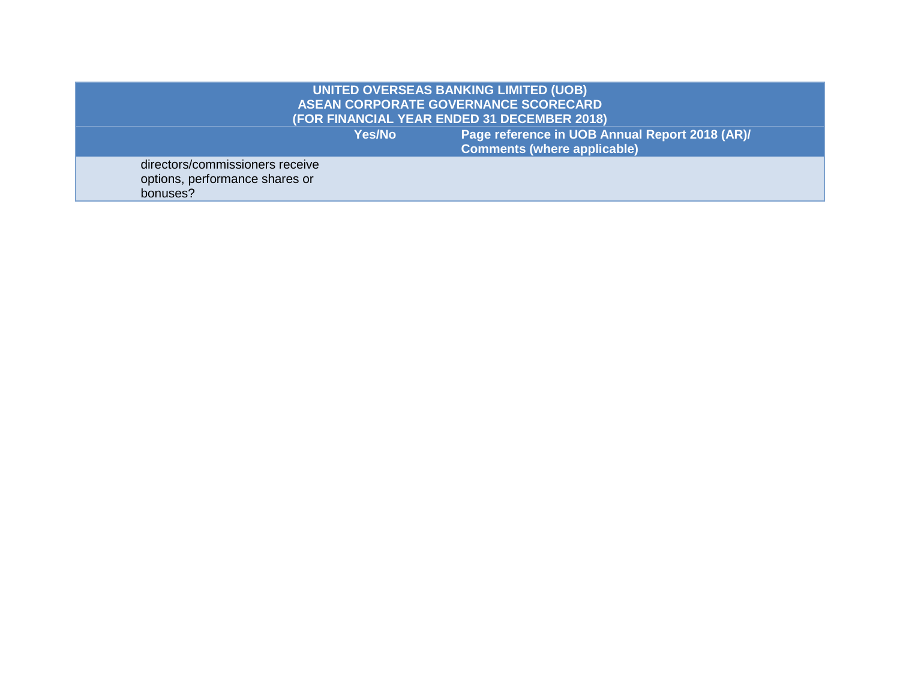| UNITED OVERSEAS BANKING LIMITED (UOB) ASEAN CORPORATE GOVERNANCE SCORECARD (FOR FINANCIAL YEAR ENDED 31 DECEMBER 2018) | | |
|---|---|---|
| | **Yes/No** | **Page reference in UOB Annual Report 2018 (AR)/ Comments (where applicable)** |
| directors/commissioners receive options, performance shares or bonuses? | | |